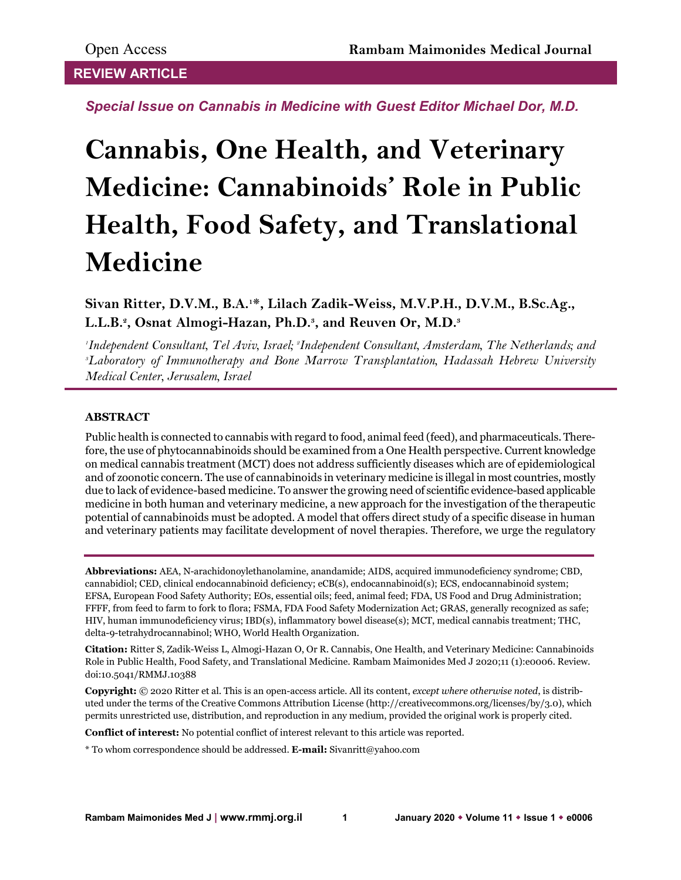Open Access

**REVIEW ARTICLE**

*Special Issue on Cannabis in Medicine with Guest Editor Michael Dor, M.D.*

# Cannabis, One Health, and Veterinary Medicine: Cannabinoids' Role in Public Health, Food Safety, and Translational Medicine

**Sivan Ritter, D.V.M., B.A.[1]\*, Lilach Zadik-Weiss, M.V.P.H., D.V.M., B.Sc.Ag., L.L.B.[2], Osnat Almogi-Hazan, Ph.D.[3], and Reuven Or, M.D.[3]**

*[1]Independent Consultant, Tel Aviv, Israel; [2]Independent Consultant, Amsterdam, The Netherlands; and [3]Laboratory of Immunotherapy and Bone Marrow Transplantation, Hadassah Hebrew University Medical Center, Jerusalem, Israel*

## ABSTRACT

Public health is connected to cannabis with regard to food, animal feed (feed), and pharmaceuticals. Therefore, the use of phytocannabinoids should be examined from a One Health perspective. Current knowledge on medical cannabis treatment (MCT) does not address sufficiently diseases which are of epidemiological and of zoonotic concern. The use of cannabinoids in veterinary medicine is illegal in most countries, mostly due to lack of evidence-based medicine. To answer the growing need of scientific evidence-based applicable medicine in both human and veterinary medicine, a new approach for the investigation of the therapeutic potential of cannabinoids must be adopted. A model that offers direct study of a specific disease in human and veterinary patients may facilitate development of novel therapies. Therefore, we urge the regulatory

**Abbreviations:** AEA, N-arachidonoylethanolamine, anandamide; AIDS, acquired immunodeficiency syndrome; CBD, cannabidiol; CED, clinical endocannabinoid deficiency; eCB(s), endocannabinoid(s); ECS, endocannabinoid system; EFSA, European Food Safety Authority; EOs, essential oils; feed, animal feed; FDA, US Food and Drug Administration; FFFF, from feed to farm to fork to flora; FSMA, FDA Food Safety Modernization Act; GRAS, generally recognized as safe; HIV, human immunodeficiency virus; IBD(s), inflammatory bowel disease(s); MCT, medical cannabis treatment; THC, delta-9-tetrahydrocannabinol; WHO, World Health Organization.

**Citation:** Ritter S, Zadik-Weiss L, Almogi-Hazan O, Or R. Cannabis, One Health, and Veterinary Medicine: Cannabinoids Role in Public Health, Food Safety, and Translational Medicine. Rambam Maimonides Med J 2020;11 (1):e0006. Review. doi:10.5041/RMMJ.10388

**Copyright:** © 2020 Ritter et al. This is an open-access article. All its content, *except where otherwise noted*, is distributed under the terms of the Creative Commons Attribution License (http://creativecommons.org/licenses/by/3.0), which permits unrestricted use, distribution, and reproduction in any medium, provided the original work is properly cited.

**Conflict of interest:** No potential conflict of interest relevant to this article was reported.

\* To whom correspondence should be addressed. **E-mail:** Sivanritt@yahoo.com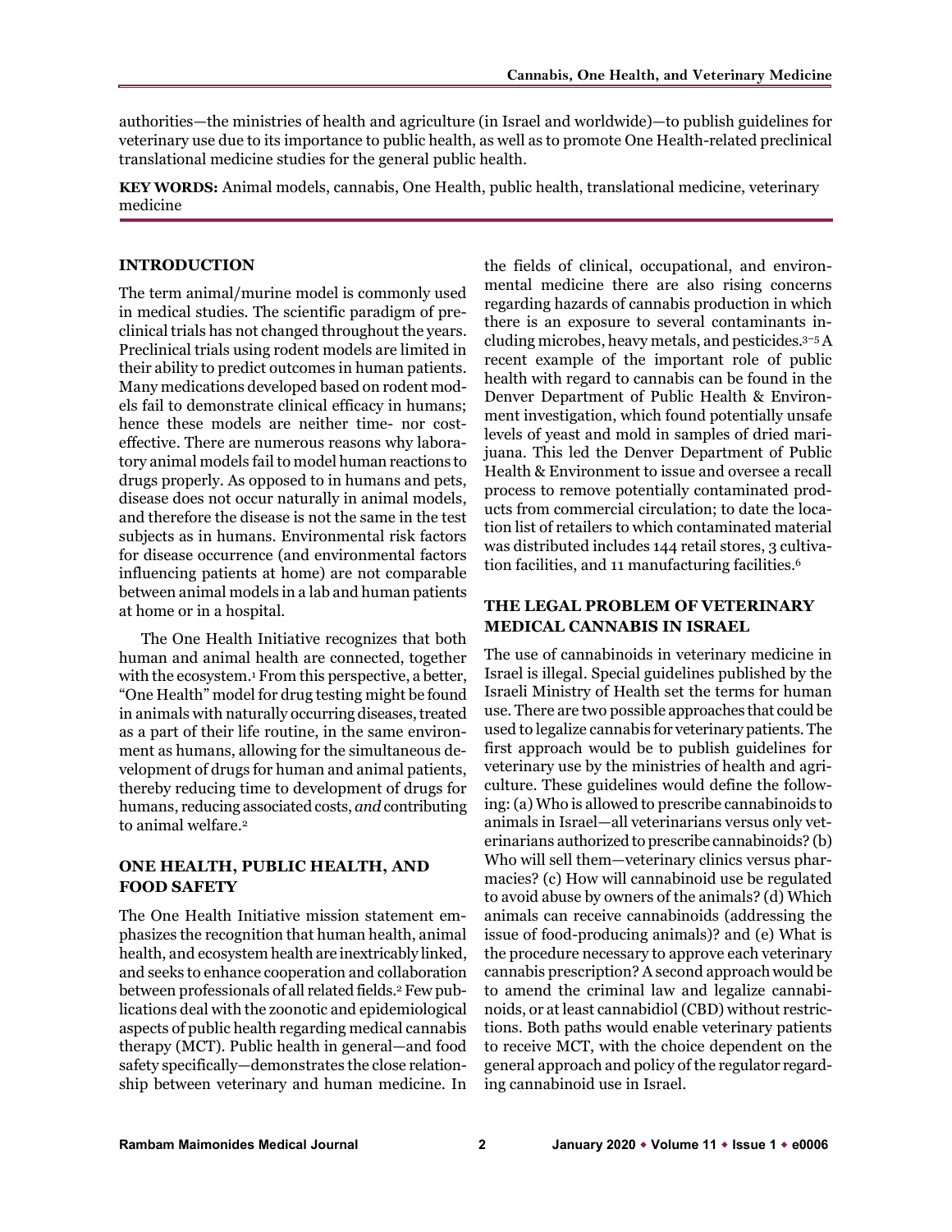authorities—the ministries of health and agriculture (in Israel and worldwide)—to publish guidelines for veterinary use due to its importance to public health, as well as to promote One Health-related preclinical translational medicine studies for the general public health.

**KEY WORDS:** Animal models, cannabis, One Health, public health, translational medicine, veterinary medicine

## INTRODUCTION

The term animal/murine model is commonly used in medical studies. The scientific paradigm of preclinical trials has not changed throughout the years. Preclinical trials using rodent models are limited in their ability to predict outcomes in human patients. Many medications developed based on rodent models fail to demonstrate clinical efficacy in humans; hence these models are neither time- nor cost-effective. There are numerous reasons why laboratory animal models fail to model human reactions to drugs properly. As opposed to in humans and pets, disease does not occur naturally in animal models, and therefore the disease is not the same in the test subjects as in humans. Environmental risk factors for disease occurrence (and environmental factors influencing patients at home) are not comparable between animal models in a lab and human patients at home or in a hospital.

The One Health Initiative recognizes that both human and animal health are connected, together with the ecosystem.[1] From this perspective, a better, "One Health" model for drug testing might be found in animals with naturally occurring diseases, treated as a part of their life routine, in the same environment as humans, allowing for the simultaneous development of drugs for human and animal patients, thereby reducing time to development of drugs for humans, reducing associated costs, *and* contributing to animal welfare.[2]

## ONE HEALTH, PUBLIC HEALTH, AND FOOD SAFETY

The One Health Initiative mission statement emphasizes the recognition that human health, animal health, and ecosystem health are inextricably linked, and seeks to enhance cooperation and collaboration between professionals of all related fields.[2] Few publications deal with the zoonotic and epidemiological aspects of public health regarding medical cannabis therapy (MCT). Public health in general—and food safety specifically—demonstrates the close relationship between veterinary and human medicine. In the fields of clinical, occupational, and environmental medicine there are also rising concerns regarding hazards of cannabis production in which there is an exposure to several contaminants including microbes, heavy metals, and pesticides.[3–5] A recent example of the important role of public health with regard to cannabis can be found in the Denver Department of Public Health & Environment investigation, which found potentially unsafe levels of yeast and mold in samples of dried marijuana. This led the Denver Department of Public Health & Environment to issue and oversee a recall process to remove potentially contaminated products from commercial circulation; to date the location list of retailers to which contaminated material was distributed includes 144 retail stores, 3 cultivation facilities, and 11 manufacturing facilities.[6]

## THE LEGAL PROBLEM OF VETERINARY MEDICAL CANNABIS IN ISRAEL

The use of cannabinoids in veterinary medicine in Israel is illegal. Special guidelines published by the Israeli Ministry of Health set the terms for human use. There are two possible approaches that could be used to legalize cannabis for veterinary patients. The first approach would be to publish guidelines for veterinary use by the ministries of health and agriculture. These guidelines would define the following: (a) Who is allowed to prescribe cannabinoids to animals in Israel—all veterinarians versus only veterinarians authorized to prescribe cannabinoids? (b) Who will sell them—veterinary clinics versus pharmacies? (c) How will cannabinoid use be regulated to avoid abuse by owners of the animals? (d) Which animals can receive cannabinoids (addressing the issue of food-producing animals)? and (e) What is the procedure necessary to approve each veterinary cannabis prescription? A second approach would be to amend the criminal law and legalize cannabinoids, or at least cannabidiol (CBD) without restrictions. Both paths would enable veterinary patients to receive MCT, with the choice dependent on the general approach and policy of the regulator regarding cannabinoid use in Israel.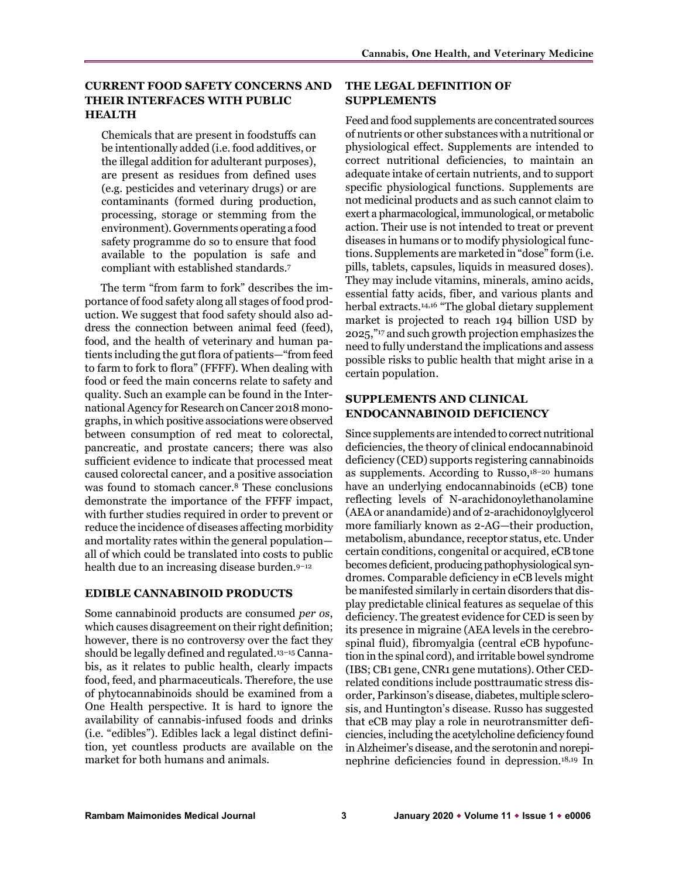## CURRENT FOOD SAFETY CONCERNS AND THEIR INTERFACES WITH PUBLIC HEALTH

> Chemicals that are present in foodstuffs can be intentionally added (i.e. food additives, or the illegal addition for adulterant purposes), are present as residues from defined uses (e.g. pesticides and veterinary drugs) or are contaminants (formed during production, processing, storage or stemming from the environment). Governments operating a food safety programme do so to ensure that food available to the population is safe and compliant with established standards.[7]

The term "from farm to fork" describes the importance of food safety along all stages of food production. We suggest that food safety should also address the connection between animal feed (feed), food, and the health of veterinary and human patients including the gut flora of patients—"from feed to farm to fork to flora" (FFFF). When dealing with food or feed the main concerns relate to safety and quality. Such an example can be found in the International Agency for Research on Cancer 2018 monographs, in which positive associations were observed between consumption of red meat to colorectal, pancreatic, and prostate cancers; there was also sufficient evidence to indicate that processed meat caused colorectal cancer, and a positive association was found to stomach cancer.[8] These conclusions demonstrate the importance of the FFFF impact, with further studies required in order to prevent or reduce the incidence of diseases affecting morbidity and mortality rates within the general population—all of which could be translated into costs to public health due to an increasing disease burden.[9–12]

## EDIBLE CANNABINOID PRODUCTS

Some cannabinoid products are consumed *per os*, which causes disagreement on their right definition; however, there is no controversy over the fact they should be legally defined and regulated.[13–15] Cannabis, as it relates to public health, clearly impacts food, feed, and pharmaceuticals. Therefore, the use of phytocannabinoids should be examined from a One Health perspective. It is hard to ignore the availability of cannabis-infused foods and drinks (i.e. "edibles"). Edibles lack a legal distinct definition, yet countless products are available on the market for both humans and animals.

## THE LEGAL DEFINITION OF SUPPLEMENTS

Feed and food supplements are concentrated sources of nutrients or other substances with a nutritional or physiological effect. Supplements are intended to correct nutritional deficiencies, to maintain an adequate intake of certain nutrients, and to support specific physiological functions. Supplements are not medicinal products and as such cannot claim to exert a pharmacological, immunological, or metabolic action. Their use is not intended to treat or prevent diseases in humans or to modify physiological functions. Supplements are marketed in "dose" form (i.e. pills, tablets, capsules, liquids in measured doses). They may include vitamins, minerals, amino acids, essential fatty acids, fiber, and various plants and herbal extracts.[14,16] "The global dietary supplement market is projected to reach 194 billion USD by 2025,"[17] and such growth projection emphasizes the need to fully understand the implications and assess possible risks to public health that might arise in a certain population.

## SUPPLEMENTS AND CLINICAL ENDOCANNABINOID DEFICIENCY

Since supplements are intended to correct nutritional deficiencies, the theory of clinical endocannabinoid deficiency (CED) supports registering cannabinoids as supplements. According to Russo,[18–20] humans have an underlying endocannabinoids (eCB) tone reflecting levels of N-arachidonoylethanolamine (AEA or anandamide) and of 2-arachidonoylglycerol more familiarly known as 2-AG—their production, metabolism, abundance, receptor status, etc. Under certain conditions, congenital or acquired, eCB tone becomes deficient, producing pathophysiological syndromes. Comparable deficiency in eCB levels might be manifested similarly in certain disorders that display predictable clinical features as sequelae of this deficiency. The greatest evidence for CED is seen by its presence in migraine (AEA levels in the cerebrospinal fluid), fibromyalgia (central eCB hypofunction in the spinal cord), and irritable bowel syndrome (IBS; CB1 gene, CNR1 gene mutations). Other CED-related conditions include posttraumatic stress disorder, Parkinson's disease, diabetes, multiple sclerosis, and Huntington's disease. Russo has suggested that eCB may play a role in neurotransmitter deficiencies, including the acetylcholine deficiency found in Alzheimer's disease, and the serotonin and norepinephrine deficiencies found in depression.[18,19] In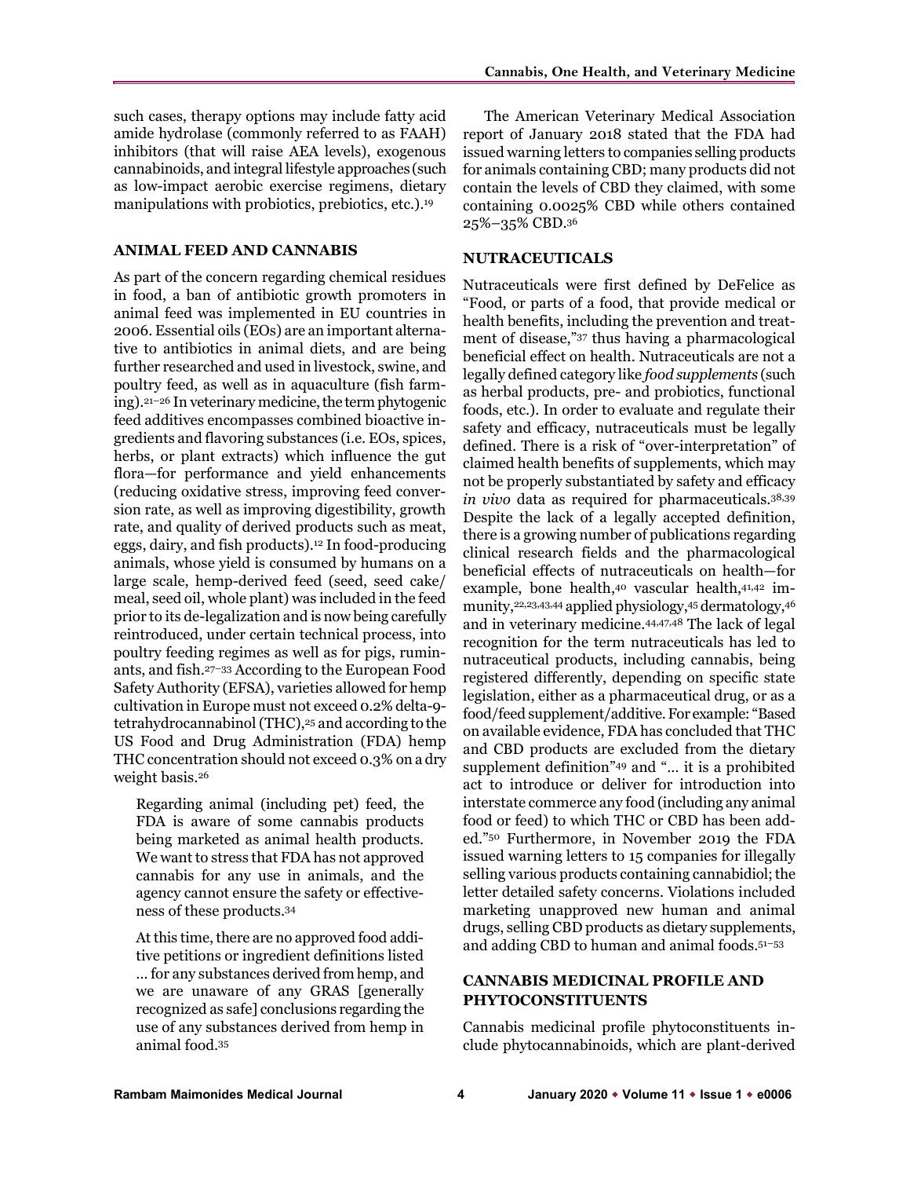such cases, therapy options may include fatty acid amide hydrolase (commonly referred to as FAAH) inhibitors (that will raise AEA levels), exogenous cannabinoids, and integral lifestyle approaches (such as low-impact aerobic exercise regimens, dietary manipulations with probiotics, prebiotics, etc.).[19]

## ANIMAL FEED AND CANNABIS

As part of the concern regarding chemical residues in food, a ban of antibiotic growth promoters in animal feed was implemented in EU countries in 2006. Essential oils (EOs) are an important alternative to antibiotics in animal diets, and are being further researched and used in livestock, swine, and poultry feed, as well as in aquaculture (fish farming).[21–26] In veterinary medicine, the term phytogenic feed additives encompasses combined bioactive ingredients and flavoring substances (i.e. EOs, spices, herbs, or plant extracts) which influence the gut flora—for performance and yield enhancements (reducing oxidative stress, improving feed conversion rate, as well as improving digestibility, growth rate, and quality of derived products such as meat, eggs, dairy, and fish products).[12] In food-producing animals, whose yield is consumed by humans on a large scale, hemp-derived feed (seed, seed cake/meal, seed oil, whole plant) was included in the feed prior to its de-legalization and is now being carefully reintroduced, under certain technical process, into poultry feeding regimes as well as for pigs, ruminants, and fish.[27–33] According to the European Food Safety Authority (EFSA), varieties allowed for hemp cultivation in Europe must not exceed 0.2% delta-9-tetrahydrocannabinol (THC),[25] and according to the US Food and Drug Administration (FDA) hemp THC concentration should not exceed 0.3% on a dry weight basis.[26]

> Regarding animal (including pet) feed, the FDA is aware of some cannabis products being marketed as animal health products. We want to stress that FDA has not approved cannabis for any use in animals, and the agency cannot ensure the safety or effectiveness of these products.[34]

> At this time, there are no approved food additive petitions or ingredient definitions listed … for any substances derived from hemp, and we are unaware of any GRAS [generally recognized as safe] conclusions regarding the use of any substances derived from hemp in animal food.[35]

The American Veterinary Medical Association report of January 2018 stated that the FDA had issued warning letters to companies selling products for animals containing CBD; many products did not contain the levels of CBD they claimed, with some containing 0.0025% CBD while others contained 25%–35% CBD.[36]

## NUTRACEUTICALS

Nutraceuticals were first defined by DeFelice as "Food, or parts of a food, that provide medical or health benefits, including the prevention and treatment of disease,"[37] thus having a pharmacological beneficial effect on health. Nutraceuticals are not a legally defined category like *food supplements* (such as herbal products, pre- and probiotics, functional foods, etc.). In order to evaluate and regulate their safety and efficacy, nutraceuticals must be legally defined. There is a risk of "over-interpretation" of claimed health benefits of supplements, which may not be properly substantiated by safety and efficacy *in vivo* data as required for pharmaceuticals.[38,39] Despite the lack of a legally accepted definition, there is a growing number of publications regarding clinical research fields and the pharmacological beneficial effects of nutraceuticals on health—for example, bone health,[40] vascular health,[41,42] immunity,[22,23,43,44] applied physiology,[45] dermatology,[46] and in veterinary medicine.[44,47,48] The lack of legal recognition for the term nutraceuticals has led to nutraceutical products, including cannabis, being registered differently, depending on specific state legislation, either as a pharmaceutical drug, or as a food/feed supplement/additive. For example: "Based on available evidence, FDA has concluded that THC and CBD products are excluded from the dietary supplement definition"[49] and "… it is a prohibited act to introduce or deliver for introduction into interstate commerce any food (including any animal food or feed) to which THC or CBD has been added."[50] Furthermore, in November 2019 the FDA issued warning letters to 15 companies for illegally selling various products containing cannabidiol; the letter detailed safety concerns. Violations included marketing unapproved new human and animal drugs, selling CBD products as dietary supplements, and adding CBD to human and animal foods.[51–53]

## CANNABIS MEDICINAL PROFILE AND PHYTOCONSTITUENTS

Cannabis medicinal profile phytoconstituents include phytocannabinoids, which are plant-derived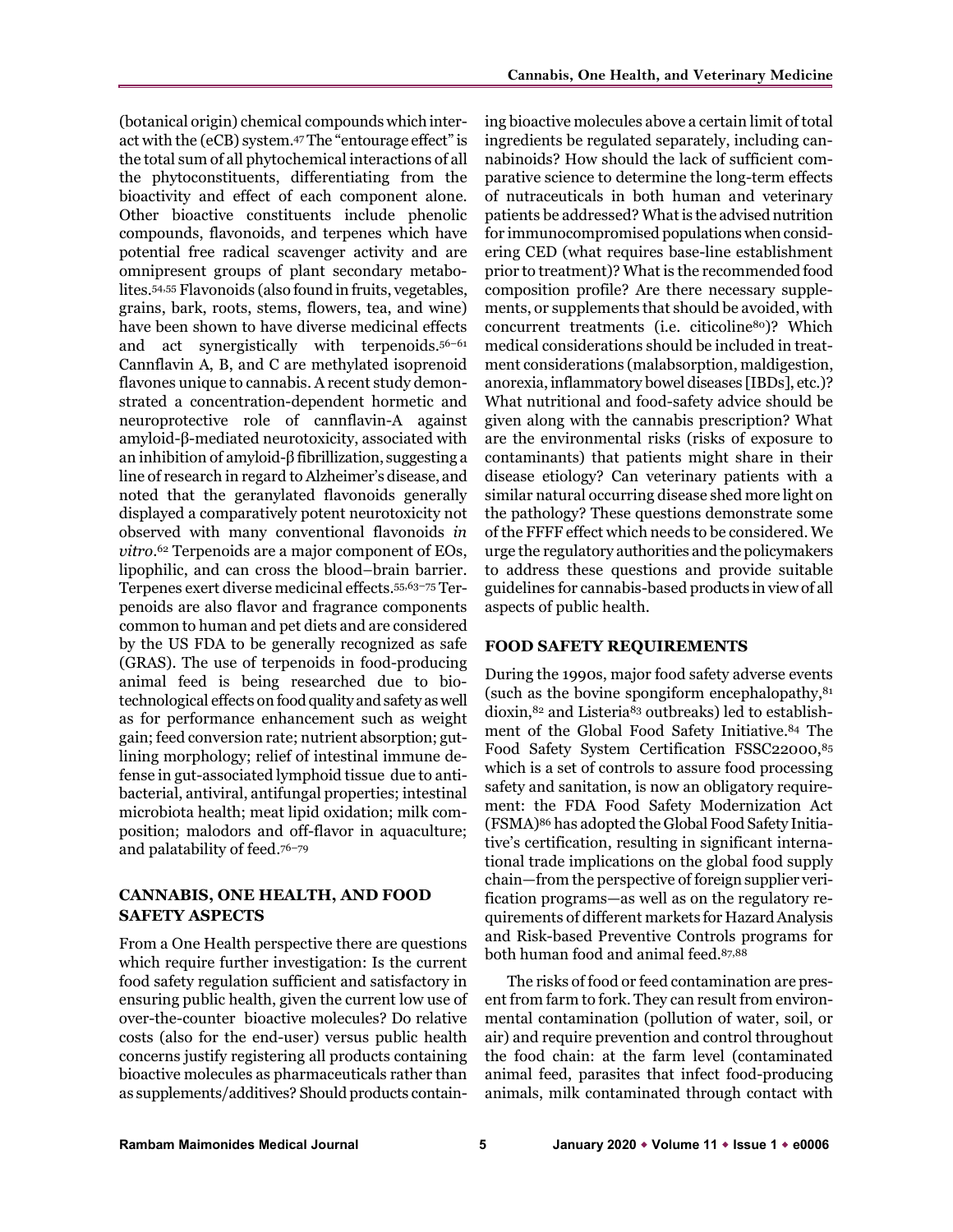(botanical origin) chemical compounds which interact with the (eCB) system.[47] The "entourage effect" is the total sum of all phytochemical interactions of all the phytoconstituents, differentiating from the bioactivity and effect of each component alone. Other bioactive constituents include phenolic compounds, flavonoids, and terpenes which have potential free radical scavenger activity and are omnipresent groups of plant secondary metabolites.[54,55] Flavonoids (also found in fruits, vegetables, grains, bark, roots, stems, flowers, tea, and wine) have been shown to have diverse medicinal effects and act synergistically with terpenoids.[56–61] Cannflavin A, B, and C are methylated isoprenoid flavones unique to cannabis. A recent study demonstrated a concentration-dependent hormetic and neuroprotective role of cannflavin-A against amyloid-β-mediated neurotoxicity, associated with an inhibition of amyloid-β fibrillization, suggesting a line of research in regard to Alzheimer's disease, and noted that the geranylated flavonoids generally displayed a comparatively potent neurotoxicity not observed with many conventional flavonoids *in vitro*.[62] Terpenoids are a major component of EOs, lipophilic, and can cross the blood–brain barrier. Terpenes exert diverse medicinal effects.[55,63–75] Terpenoids are also flavor and fragrance components common to human and pet diets and are considered by the US FDA to be generally recognized as safe (GRAS). The use of terpenoids in food-producing animal feed is being researched due to biotechnological effects on food quality and safety as well as for performance enhancement such as weight gain; feed conversion rate; nutrient absorption; gut-lining morphology; relief of intestinal immune defense in gut-associated lymphoid tissue due to antibacterial, antiviral, antifungal properties; intestinal microbiota health; meat lipid oxidation; milk composition; malodors and off-flavor in aquaculture; and palatability of feed.[76–79]

## CANNABIS, ONE HEALTH, AND FOOD SAFETY ASPECTS

From a One Health perspective there are questions which require further investigation: Is the current food safety regulation sufficient and satisfactory in ensuring public health, given the current low use of over-the-counter bioactive molecules? Do relative costs (also for the end-user) versus public health concerns justify registering all products containing bioactive molecules as pharmaceuticals rather than as supplements/additives? Should products containing bioactive molecules above a certain limit of total ingredients be regulated separately, including cannabinoids? How should the lack of sufficient comparative science to determine the long-term effects of nutraceuticals in both human and veterinary patients be addressed? What is the advised nutrition for immunocompromised populations when considering CED (what requires base-line establishment prior to treatment)? What is the recommended food composition profile? Are there necessary supplements, or supplements that should be avoided, with concurrent treatments (i.e. citicoline[80])? Which medical considerations should be included in treatment considerations (malabsorption, maldigestion, anorexia, inflammatory bowel diseases [IBDs], etc.)? What nutritional and food-safety advice should be given along with the cannabis prescription? What are the environmental risks (risks of exposure to contaminants) that patients might share in their disease etiology? Can veterinary patients with a similar natural occurring disease shed more light on the pathology? These questions demonstrate some of the FFFF effect which needs to be considered. We urge the regulatory authorities and the policymakers to address these questions and provide suitable guidelines for cannabis-based products in view of all aspects of public health.

## FOOD SAFETY REQUIREMENTS

During the 1990s, major food safety adverse events (such as the bovine spongiform encephalopathy,[81] dioxin,[82] and Listeria[83] outbreaks) led to establishment of the Global Food Safety Initiative.[84] The Food Safety System Certification FSSC22000,[85] which is a set of controls to assure food processing safety and sanitation, is now an obligatory requirement: the FDA Food Safety Modernization Act (FSMA)[86] has adopted the Global Food Safety Initiative's certification, resulting in significant international trade implications on the global food supply chain—from the perspective of foreign supplier verification programs—as well as on the regulatory requirements of different markets for Hazard Analysis and Risk-based Preventive Controls programs for both human food and animal feed.[87,88]

The risks of food or feed contamination are present from farm to fork. They can result from environmental contamination (pollution of water, soil, or air) and require prevention and control throughout the food chain: at the farm level (contaminated animal feed, parasites that infect food-producing animals, milk contaminated through contact with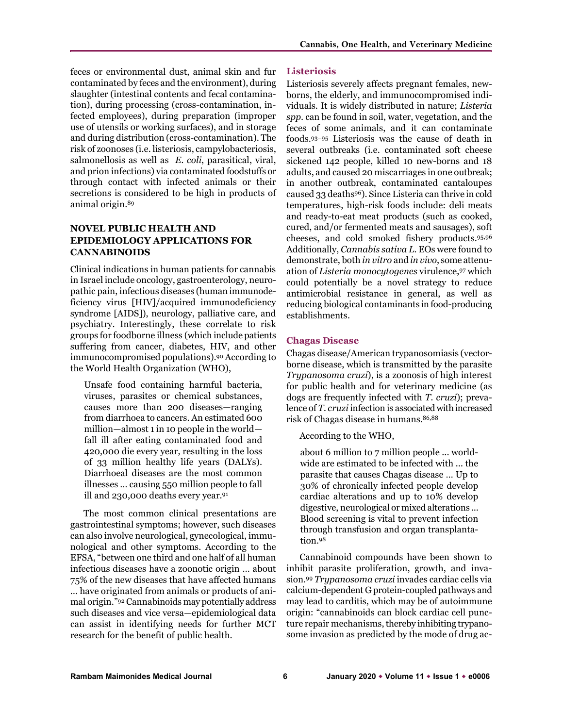feces or environmental dust, animal skin and fur contaminated by feces and the environment), during slaughter (intestinal contents and fecal contamination), during processing (cross-contamination, infected employees), during preparation (improper use of utensils or working surfaces), and in storage and during distribution (cross-contamination). The risk of zoonoses (i.e. listeriosis, campylobacteriosis, salmonellosis as well as *E. coli*, parasitical, viral, and prion infections) via contaminated foodstuffs or through contact with infected animals or their secretions is considered to be high in products of animal origin.[89]

## NOVEL PUBLIC HEALTH AND EPIDEMIOLOGY APPLICATIONS FOR CANNABINOIDS

Clinical indications in human patients for cannabis in Israel include oncology, gastroenterology, neuropathic pain, infectious diseases (human immunodeficiency virus [HIV]/acquired immunodeficiency syndrome [AIDS]), neurology, palliative care, and psychiatry. Interestingly, these correlate to risk groups for foodborne illness (which include patients suffering from cancer, diabetes, HIV, and other immunocompromised populations).[90] According to the World Health Organization (WHO),

> Unsafe food containing harmful bacteria, viruses, parasites or chemical substances, causes more than 200 diseases—ranging from diarrhoea to cancers. An estimated 600 million—almost 1 in 10 people in the world—fall ill after eating contaminated food and 420,000 die every year, resulting in the loss of 33 million healthy life years (DALYs). Diarrhoeal diseases are the most common illnesses ... causing 550 million people to fall ill and 230,000 deaths every year.[91]

The most common clinical presentations are gastrointestinal symptoms; however, such diseases can also involve neurological, gynecological, immunological and other symptoms. According to the EFSA, "between one third and one half of all human infectious diseases have a zoonotic origin ... about 75% of the new diseases that have affected humans ... have originated from animals or products of animal origin."[92] Cannabinoids may potentially address such diseases and vice versa—epidemiological data can assist in identifying needs for further MCT research for the benefit of public health.

### Listeriosis

Listeriosis severely affects pregnant females, newborns, the elderly, and immunocompromised individuals. It is widely distributed in nature; *Listeria spp.* can be found in soil, water, vegetation, and the feces of some animals, and it can contaminate foods.[93–95] Listeriosis was the cause of death in several outbreaks (i.e. contaminated soft cheese sickened 142 people, killed 10 new-borns and 18 adults, and caused 20 miscarriages in one outbreak; in another outbreak, contaminated cantaloupes caused 33 deaths[96]). Since Listeria can thrive in cold temperatures, high-risk foods include: deli meats and ready-to-eat meat products (such as cooked, cured, and/or fermented meats and sausages), soft cheeses, and cold smoked fishery products.[95,96] Additionally, *Cannabis sativa L.* EOs were found to demonstrate, both *in vitro* and *in vivo*, some attenuation of *Listeria monocytogenes* virulence,[97] which could potentially be a novel strategy to reduce antimicrobial resistance in general, as well as reducing biological contaminants in food-producing establishments.

### Chagas Disease

Chagas disease/American trypanosomiasis (vector-borne disease, which is transmitted by the parasite *Trypanosoma cruzi*), is a zoonosis of high interest for public health and for veterinary medicine (as dogs are frequently infected with *T. cruzi*); prevalence of *T. cruzi* infection is associated with increased risk of Chagas disease in humans.[86,88]

According to the WHO,

> about 6 million to 7 million people ... worldwide are estimated to be infected with ... the parasite that causes Chagas disease ... Up to 30% of chronically infected people develop cardiac alterations and up to 10% develop digestive, neurological or mixed alterations ... Blood screening is vital to prevent infection through transfusion and organ transplantation.[98]

Cannabinoid compounds have been shown to inhibit parasite proliferation, growth, and invasion.[99] *Trypanosoma cruzi* invades cardiac cells via calcium-dependent G protein-coupled pathways and may lead to carditis, which may be of autoimmune origin: "cannabinoids can block cardiac cell puncture repair mechanisms, thereby inhibiting trypanosome invasion as predicted by the mode of drug ac-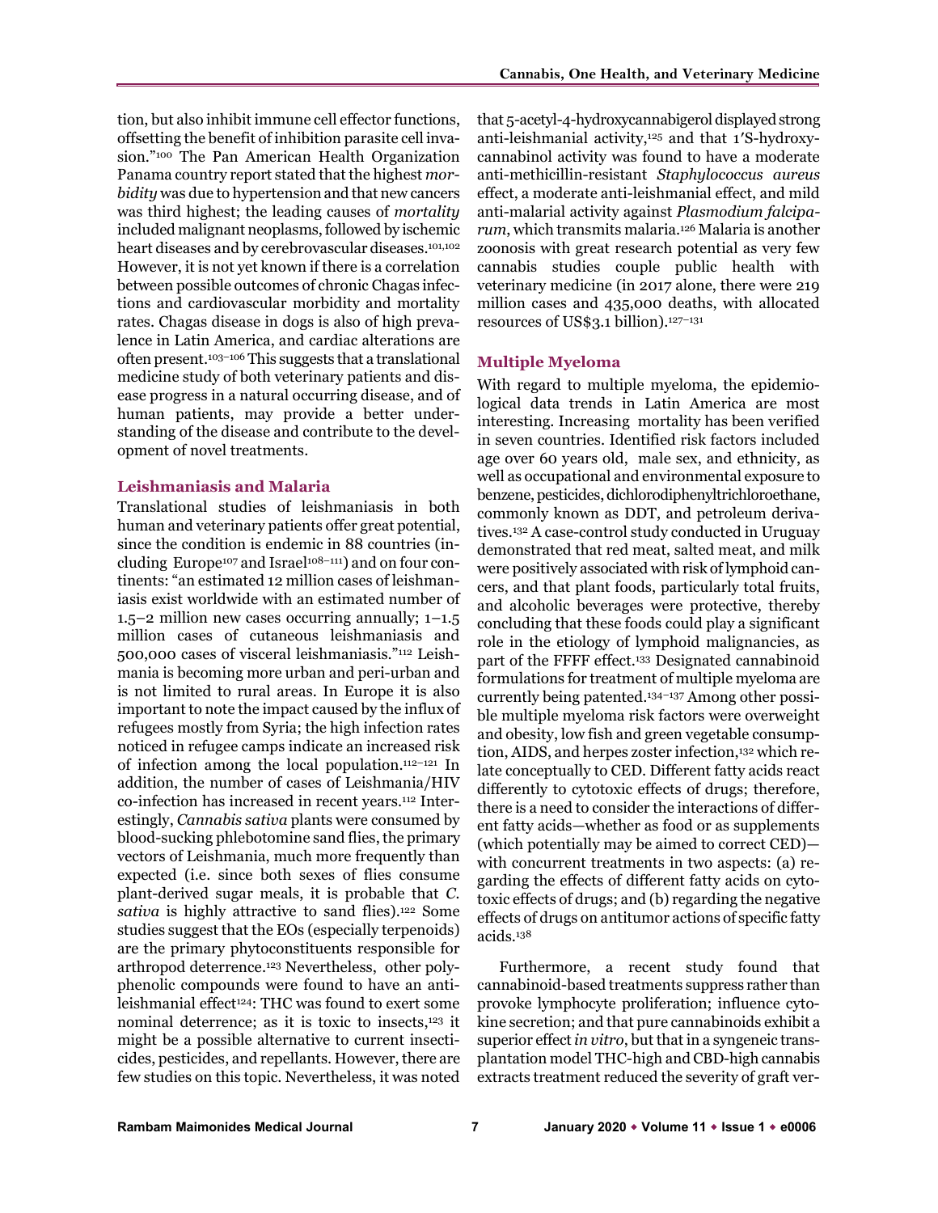tion, but also inhibit immune cell effector functions, offsetting the benefit of inhibition parasite cell invasion."[100] The Pan American Health Organization Panama country report stated that the highest *morbidity* was due to hypertension and that new cancers was third highest; the leading causes of *mortality* included malignant neoplasms, followed by ischemic heart diseases and by cerebrovascular diseases.[101,102] However, it is not yet known if there is a correlation between possible outcomes of chronic Chagas infections and cardiovascular morbidity and mortality rates. Chagas disease in dogs is also of high prevalence in Latin America, and cardiac alterations are often present.[103–106] This suggests that a translational medicine study of both veterinary patients and disease progress in a natural occurring disease, and of human patients, may provide a better understanding of the disease and contribute to the development of novel treatments.

## Leishmaniasis and Malaria

Translational studies of leishmaniasis in both human and veterinary patients offer great potential, since the condition is endemic in 88 countries (including Europe[107] and Israel[108–111]) and on four continents: "an estimated 12 million cases of leishmaniasis exist worldwide with an estimated number of 1.5–2 million new cases occurring annually; 1–1.5 million cases of cutaneous leishmaniasis and 500,000 cases of visceral leishmaniasis."[112] Leishmania is becoming more urban and peri-urban and is not limited to rural areas. In Europe it is also important to note the impact caused by the influx of refugees mostly from Syria; the high infection rates noticed in refugee camps indicate an increased risk of infection among the local population.[112–121] In addition, the number of cases of Leishmania/HIV co-infection has increased in recent years.[112] Interestingly, *Cannabis sativa* plants were consumed by blood-sucking phlebotomine sand flies, the primary vectors of Leishmania, much more frequently than expected (i.e. since both sexes of flies consume plant-derived sugar meals, it is probable that *C. sativa* is highly attractive to sand flies).[122] Some studies suggest that the EOs (especially terpenoids) are the primary phytoconstituents responsible for arthropod deterrence.[123] Nevertheless, other polyphenolic compounds were found to have an anti-leishmanial effect[124]: THC was found to exert some nominal deterrence; as it is toxic to insects,[123] it might be a possible alternative to current insecticides, pesticides, and repellants. However, there are few studies on this topic. Nevertheless, it was noted that 5-acetyl-4-hydroxycannabigerol displayed strong anti-leishmanial activity,[125] and that 1′S-hydroxy-cannabinol activity was found to have a moderate anti-methicillin-resistant *Staphylococcus aureus* effect, a moderate anti-leishmanial effect, and mild anti-malarial activity against *Plasmodium falciparum*, which transmits malaria.[126] Malaria is another zoonosis with great research potential as very few cannabis studies couple public health with veterinary medicine (in 2017 alone, there were 219 million cases and 435,000 deaths, with allocated resources of US$3.1 billion).[127–131]

## Multiple Myeloma

With regard to multiple myeloma, the epidemiological data trends in Latin America are most interesting. Increasing mortality has been verified in seven countries. Identified risk factors included age over 60 years old, male sex, and ethnicity, as well as occupational and environmental exposure to benzene, pesticides, dichlorodiphenyltrichloroethane, commonly known as DDT, and petroleum derivatives.[132] A case-control study conducted in Uruguay demonstrated that red meat, salted meat, and milk were positively associated with risk of lymphoid cancers, and that plant foods, particularly total fruits, and alcoholic beverages were protective, thereby concluding that these foods could play a significant role in the etiology of lymphoid malignancies, as part of the FFFF effect.[133] Designated cannabinoid formulations for treatment of multiple myeloma are currently being patented.[134–137] Among other possible multiple myeloma risk factors were overweight and obesity, low fish and green vegetable consumption, AIDS, and herpes zoster infection,[132] which relate conceptually to CED. Different fatty acids react differently to cytotoxic effects of drugs; therefore, there is a need to consider the interactions of different fatty acids—whether as food or as supplements (which potentially may be aimed to correct CED)—with concurrent treatments in two aspects: (a) regarding the effects of different fatty acids on cytotoxic effects of drugs; and (b) regarding the negative effects of drugs on antitumor actions of specific fatty acids.[138]

Furthermore, a recent study found that cannabinoid-based treatments suppress rather than provoke lymphocyte proliferation; influence cytokine secretion; and that pure cannabinoids exhibit a superior effect *in vitro*, but that in a syngeneic transplantation model THC-high and CBD-high cannabis extracts treatment reduced the severity of graft ver-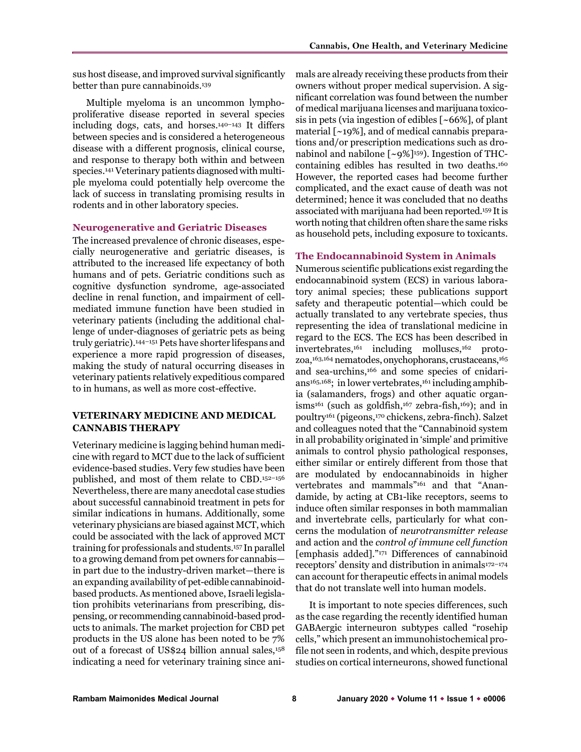sus host disease, and improved survival significantly better than pure cannabinoids.[139]

Multiple myeloma is an uncommon lymphoproliferative disease reported in several species including dogs, cats, and horses.[140–143] It differs between species and is considered a heterogeneous disease with a different prognosis, clinical course, and response to therapy both within and between species.[141] Veterinary patients diagnosed with multiple myeloma could potentially help overcome the lack of success in translating promising results in rodents and in other laboratory species.

### Neurogenerative and Geriatric Diseases

The increased prevalence of chronic diseases, especially neurogenerative and geriatric diseases, is attributed to the increased life expectancy of both humans and of pets. Geriatric conditions such as cognitive dysfunction syndrome, age-associated decline in renal function, and impairment of cell-mediated immune function have been studied in veterinary patients (including the additional challenge of under-diagnoses of geriatric pets as being truly geriatric).[144–151] Pets have shorter lifespans and experience a more rapid progression of diseases, making the study of natural occurring diseases in veterinary patients relatively expeditious compared to in humans, as well as more cost-effective.

## VETERINARY MEDICINE AND MEDICAL CANNABIS THERAPY

Veterinary medicine is lagging behind human medicine with regard to MCT due to the lack of sufficient evidence-based studies. Very few studies have been published, and most of them relate to CBD.[152–156] Nevertheless, there are many anecdotal case studies about successful cannabinoid treatment in pets for similar indications in humans. Additionally, some veterinary physicians are biased against MCT, which could be associated with the lack of approved MCT training for professionals and students.[157] In parallel to a growing demand from pet owners for cannabis—in part due to the industry-driven market—there is an expanding availability of pet-edible cannabinoid-based products. As mentioned above, Israeli legislation prohibits veterinarians from prescribing, dispensing, or recommending cannabinoid-based products to animals. The market projection for CBD pet products in the US alone has been noted to be 7% out of a forecast of US$24 billion annual sales,[158] indicating a need for veterinary training since animals are already receiving these products from their owners without proper medical supervision. A significant correlation was found between the number of medical marijuana licenses and marijuana toxicosis in pets (via ingestion of edibles [~66%], of plant material [~19%], and of medical cannabis preparations and/or prescription medications such as dronabinol and nabilone [~9%][159]). Ingestion of THC-containing edibles has resulted in two deaths.[160] However, the reported cases had become further complicated, and the exact cause of death was not determined; hence it was concluded that no deaths associated with marijuana had been reported.[159] It is worth noting that children often share the same risks as household pets, including exposure to toxicants.

### The Endocannabinoid System in Animals

Numerous scientific publications exist regarding the endocannabinoid system (ECS) in various laboratory animal species; these publications support safety and therapeutic potential—which could be actually translated to any vertebrate species, thus representing the idea of translational medicine in regard to the ECS. The ECS has been described in invertebrates,[161] including molluscs,[162] protozoa,[163,164] nematodes, onychophorans, crustaceans,[165] and sea-urchins,[166] and some species of cnidarians[165,168]; in lower vertebrates,[161] including amphibia (salamanders, frogs) and other aquatic organisms[161] (such as goldfish,[167] zebra-fish,[169]); and in poultry[161] (pigeons,[170] chickens, zebra-finch). Salzet and colleagues noted that the "Cannabinoid system in all probability originated in 'simple' and primitive animals to control physio pathological responses, either similar or entirely different from those that are modulated by endocannabinoids in higher vertebrates and mammals"[161] and that "Anandamide, by acting at CB1-like receptors, seems to induce often similar responses in both mammalian and invertebrate cells, particularly for what concerns the modulation of *neurotransmitter release* and action and the *control of immune cell function* [emphasis added]."[171] Differences of cannabinoid receptors' density and distribution in animals[172–174] can account for therapeutic effects in animal models that do not translate well into human models.

It is important to note species differences, such as the case regarding the recently identified human GABAergic interneuron subtypes called "rosehip cells," which present an immunohistochemical profile not seen in rodents, and which, despite previous studies on cortical interneurons, showed functional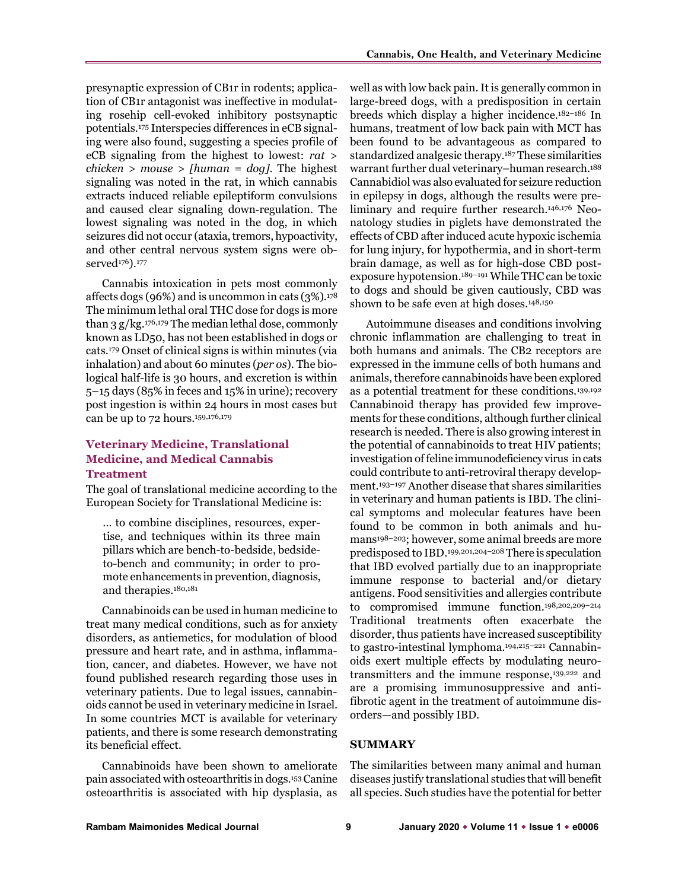presynaptic expression of CB1r in rodents; application of CB1r antagonist was ineffective in modulating rosehip cell-evoked inhibitory postsynaptic potentials.[175] Interspecies differences in eCB signaling were also found, suggesting a species profile of eCB signaling from the highest to lowest: *rat > chicken > mouse > [human = dog]*. The highest signaling was noted in the rat, in which cannabis extracts induced reliable epileptiform convulsions and caused clear signaling down-regulation. The lowest signaling was noted in the dog, in which seizures did not occur (ataxia, tremors, hypoactivity, and other central nervous system signs were observed[176]).[177]

Cannabis intoxication in pets most commonly affects dogs (96%) and is uncommon in cats (3%).[178] The minimum lethal oral THC dose for dogs is more than 3 g/kg.[176,179] The median lethal dose, commonly known as LD50, has not been established in dogs or cats.[179] Onset of clinical signs is within minutes (via inhalation) and about 60 minutes (*per os*). The biological half-life is 30 hours, and excretion is within 5–15 days (85% in feces and 15% in urine); recovery post ingestion is within 24 hours in most cases but can be up to 72 hours.[159,176,179]

## Veterinary Medicine, Translational Medicine, and Medical Cannabis Treatment

The goal of translational medicine according to the European Society for Translational Medicine is:

> … to combine disciplines, resources, expertise, and techniques within its three main pillars which are bench-to-bedside, bedside-to-bench and community; in order to promote enhancements in prevention, diagnosis, and therapies.[180,181]

Cannabinoids can be used in human medicine to treat many medical conditions, such as for anxiety disorders, as antiemetics, for modulation of blood pressure and heart rate, and in asthma, inflammation, cancer, and diabetes. However, we have not found published research regarding those uses in veterinary patients. Due to legal issues, cannabinoids cannot be used in veterinary medicine in Israel. In some countries MCT is available for veterinary patients, and there is some research demonstrating its beneficial effect.

Cannabinoids have been shown to ameliorate pain associated with osteoarthritis in dogs.[153] Canine osteoarthritis is associated with hip dysplasia, as well as with low back pain. It is generally common in large-breed dogs, with a predisposition in certain breeds which display a higher incidence.[182–186] In humans, treatment of low back pain with MCT has been found to be advantageous as compared to standardized analgesic therapy.[187] These similarities warrant further dual veterinary–human research.[188] Cannabidiol was also evaluated for seizure reduction in epilepsy in dogs, although the results were preliminary and require further research.[146,176] Neonatology studies in piglets have demonstrated the effects of CBD after induced acute hypoxic ischemia for lung injury, for hypothermia, and in short-term brain damage, as well as for high-dose CBD post-exposure hypotension.[189–191] While THC can be toxic to dogs and should be given cautiously, CBD was shown to be safe even at high doses.[148,150]

Autoimmune diseases and conditions involving chronic inflammation are challenging to treat in both humans and animals. The CB2 receptors are expressed in the immune cells of both humans and animals, therefore cannabinoids have been explored as a potential treatment for these conditions.[139,192] Cannabinoid therapy has provided few improvements for these conditions, although further clinical research is needed. There is also growing interest in the potential of cannabinoids to treat HIV patients; investigation of feline immunodeficiency virus in cats could contribute to anti-retroviral therapy development.[193–197] Another disease that shares similarities in veterinary and human patients is IBD. The clinical symptoms and molecular features have been found to be common in both animals and humans[198–203]; however, some animal breeds are more predisposed to IBD.[199,201,204–208] There is speculation that IBD evolved partially due to an inappropriate immune response to bacterial and/or dietary antigens. Food sensitivities and allergies contribute to compromised immune function.[198,202,209–214] Traditional treatments often exacerbate the disorder, thus patients have increased susceptibility to gastro-intestinal lymphoma.[194,215–221] Cannabinoids exert multiple effects by modulating neurotransmitters and the immune response,[139,222] and are a promising immunosuppressive and anti-fibrotic agent in the treatment of autoimmune disorders—and possibly IBD.

## SUMMARY

The similarities between many animal and human diseases justify translational studies that will benefit all species. Such studies have the potential for better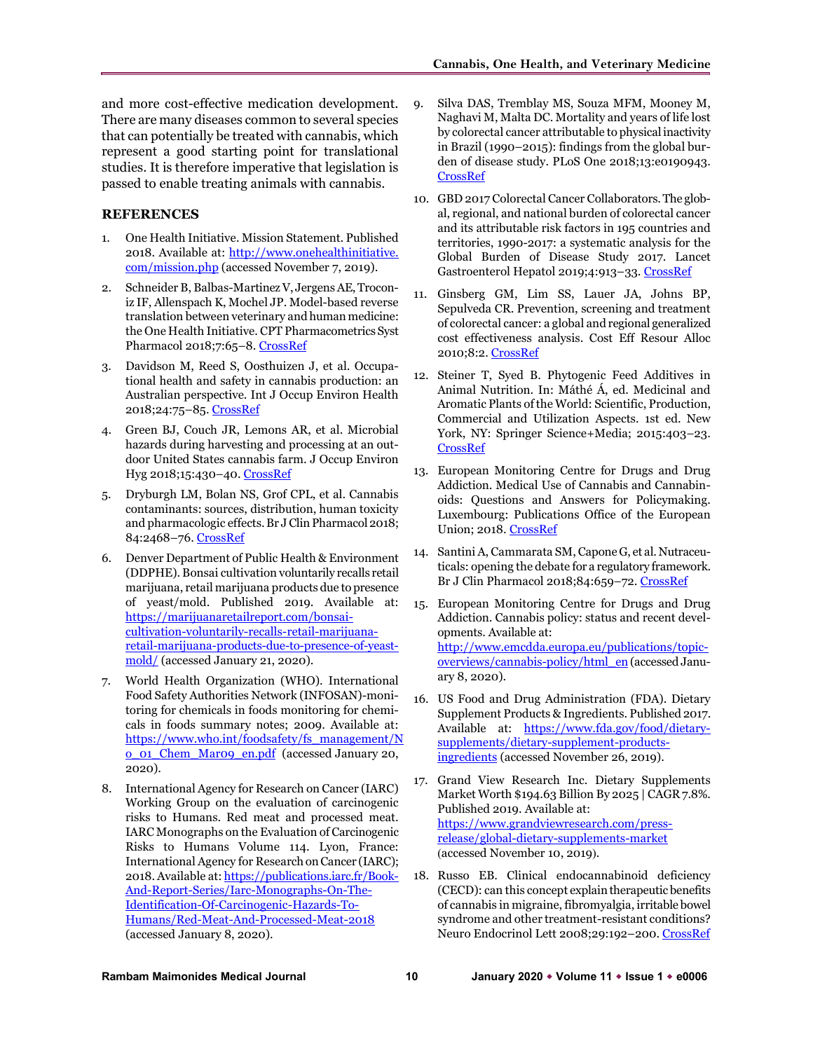and more cost-effective medication development. There are many diseases common to several species that can potentially be treated with cannabis, which represent a good starting point for translational studies. It is therefore imperative that legislation is passed to enable treating animals with cannabis.

## REFERENCES

1. One Health Initiative. Mission Statement. Published 2018. Available at: http://www.onehealthinitiative.com/mission.php (accessed November 7, 2019).
2. Schneider B, Balbas-Martinez V, Jergens AE, Troconiz IF, Allenspach K, Mochel JP. Model-based reverse translation between veterinary and human medicine: the One Health Initiative. CPT Pharmacometrics Syst Pharmacol 2018;7:65–8. CrossRef
3. Davidson M, Reed S, Oosthuizen J, et al. Occupational health and safety in cannabis production: an Australian perspective. Int J Occup Environ Health 2018;24:75–85. CrossRef
4. Green BJ, Couch JR, Lemons AR, et al. Microbial hazards during harvesting and processing at an outdoor United States cannabis farm. J Occup Environ Hyg 2018;15:430–40. CrossRef
5. Dryburgh LM, Bolan NS, Grof CPL, et al. Cannabis contaminants: sources, distribution, human toxicity and pharmacologic effects. Br J Clin Pharmacol 2018; 84:2468–76. CrossRef
6. Denver Department of Public Health & Environment (DDPHE). Bonsai cultivation voluntarily recalls retail marijuana, retail marijuana products due to presence of yeast/mold. Published 2019. Available at: https://marijuanaretailreport.com/bonsai-cultivation-voluntarily-recalls-retail-marijuana-retail-marijuana-products-due-to-presence-of-yeast-mold/ (accessed January 21, 2020).
7. World Health Organization (WHO). International Food Safety Authorities Network (INFOSAN)-monitoring for chemicals in foods monitoring for chemicals in foods summary notes; 2009. Available at: https://www.who.int/foodsafety/fs_management/No_01_Chem_Mar09_en.pdf (accessed January 20, 2020).
8. International Agency for Research on Cancer (IARC) Working Group on the evaluation of carcinogenic risks to Humans. Red meat and processed meat. IARC Monographs on the Evaluation of Carcinogenic Risks to Humans Volume 114. Lyon, France: International Agency for Research on Cancer (IARC); 2018. Available at: https://publications.iarc.fr/Book-And-Report-Series/Iarc-Monographs-On-The-Identification-Of-Carcinogenic-Hazards-To-Humans/Red-Meat-And-Processed-Meat-2018 (accessed January 8, 2020).
9. Silva DAS, Tremblay MS, Souza MFM, Mooney M, Naghavi M, Malta DC. Mortality and years of life lost by colorectal cancer attributable to physical inactivity in Brazil (1990–2015): findings from the global burden of disease study. PLoS One 2018;13:e0190943. CrossRef
10. GBD 2017 Colorectal Cancer Collaborators. The global, regional, and national burden of colorectal cancer and its attributable risk factors in 195 countries and territories, 1990-2017: a systematic analysis for the Global Burden of Disease Study 2017. Lancet Gastroenterol Hepatol 2019;4:913–33. CrossRef
11. Ginsberg GM, Lim SS, Lauer JA, Johns BP, Sepulveda CR. Prevention, screening and treatment of colorectal cancer: a global and regional generalized cost effectiveness analysis. Cost Eff Resour Alloc 2010;8:2. CrossRef
12. Steiner T, Syed B. Phytogenic Feed Additives in Animal Nutrition. In: Máthé Á, ed. Medicinal and Aromatic Plants of the World: Scientific, Production, Commercial and Utilization Aspects. 1st ed. New York, NY: Springer Science+Media; 2015:403–23. CrossRef
13. European Monitoring Centre for Drugs and Drug Addiction. Medical Use of Cannabis and Cannabinoids: Questions and Answers for Policymaking. Luxembourg: Publications Office of the European Union; 2018. CrossRef
14. Santini A, Cammarata SM, Capone G, et al. Nutraceuticals: opening the debate for a regulatory framework. Br J Clin Pharmacol 2018;84:659–72. CrossRef
15. European Monitoring Centre for Drugs and Drug Addiction. Cannabis policy: status and recent developments. Available at: http://www.emcdda.europa.eu/publications/topic-overviews/cannabis-policy/html_en (accessed January 8, 2020).
16. US Food and Drug Administration (FDA). Dietary Supplement Products & Ingredients. Published 2017. Available at: https://www.fda.gov/food/dietary-supplements/dietary-supplement-products-ingredients (accessed November 26, 2019).
17. Grand View Research Inc. Dietary Supplements Market Worth $194.63 Billion By 2025 | CAGR 7.8%. Published 2019. Available at: https://www.grandviewresearch.com/press-release/global-dietary-supplements-market (accessed November 10, 2019).
18. Russo EB. Clinical endocannabinoid deficiency (CECD): can this concept explain therapeutic benefits of cannabis in migraine, fibromyalgia, irritable bowel syndrome and other treatment-resistant conditions? Neuro Endocrinol Lett 2008;29:192–200. CrossRef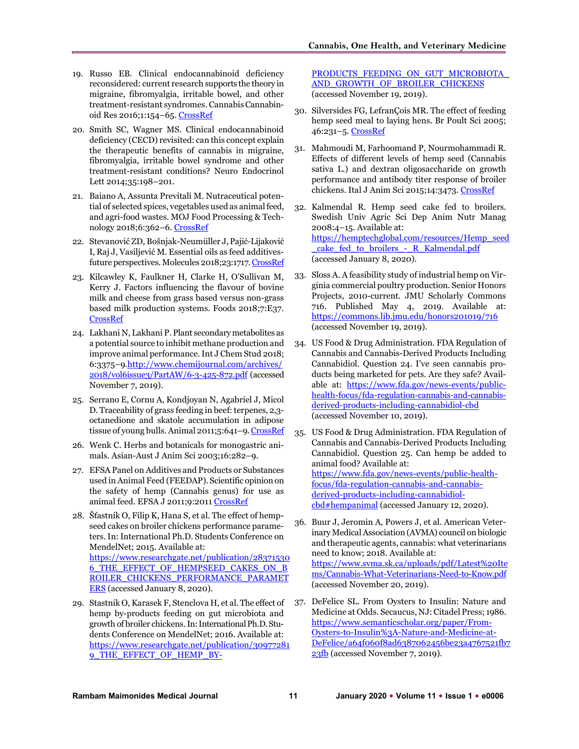19. Russo EB. Clinical endocannabinoid deficiency reconsidered: current research supports the theory in migraine, fibromyalgia, irritable bowel, and other treatment-resistant syndromes. Cannabis Cannabinoid Res 2016;1:154–65. CrossRef

20. Smith SC, Wagner MS. Clinical endocannabinoid deficiency (CECD) revisited: can this concept explain the therapeutic benefits of cannabis in migraine, fibromyalgia, irritable bowel syndrome and other treatment-resistant conditions? Neuro Endocrinol Lett 2014;35:198–201.

21. Baiano A, Assunta Previtali M. Nutraceutical potential of selected spices, vegetables used as animal feed, and agri-food wastes. MOJ Food Processing & Technology 2018;6:362–6. CrossRef

22. Stevanović ZD, Bošnjak-Neumüller J, Pajić-Lijaković I, Raj J, Vasiljević M. Essential oils as feed additives-future perspectives. Molecules 2018;23:1717. CrossRef

23. Kilcawley K, Faulkner H, Clarke H, O'Sullivan M, Kerry J. Factors influencing the flavour of bovine milk and cheese from grass based versus non-grass based milk production systems. Foods 2018;7:E37. CrossRef

24. Lakhani N, Lakhani P. Plant secondary metabolites as a potential source to inhibit methane production and improve animal performance. Int J Chem Stud 2018; 6:3375–9.http://www.chemijournal.com/archives/2018/vol6issue3/PartAW/6-3-425-872.pdf (accessed November 7, 2019).

25. Serrano E, Cornu A, Kondjoyan N, Agabriel J, Micol D. Traceability of grass feeding in beef: terpenes, 2,3-octanedione and skatole accumulation in adipose tissue of young bulls. Animal 2011;5:641–9. CrossRef

26. Wenk C. Herbs and botanicals for monogastric animals. Asian-Aust J Anim Sci 2003;16:282–9.

27. EFSA Panel on Additives and Products or Substances used in Animal Feed (FEEDAP). Scientific opinion on the safety of hemp (Cannabis genus) for use as animal feed. EFSA J 2011;9:2011 CrossRef

28. Šťastník O, Filip K, Hana S, et al. The effect of hempseed cakes on broiler chickens performance parameters. In: International Ph.D. Students Conference on MendelNet; 2015. Available at: https://www.researchgate.net/publication/283715306_THE_EFFECT_OF_HEMPSEED_CAKES_ON_BROILER_CHICKENS_PERFORMANCE_PARAMETERS (accessed January 8, 2020).

29. Stastnik O, Karasek F, Stenclova H, et al. The effect of hemp by-products feeding on gut microbiota and growth of broiler chickens. In: International Ph.D. Students Conference on MendelNet; 2016. Available at: https://www.researchgate.net/publication/309772819_THE_EFFECT_OF_HEMP_BY-PRODUCTS_FEEDING_ON_GUT_MICROBIOTA_AND_GROWTH_OF_BROILER_CHICKENS (accessed November 19, 2019).

30. Silversides FG, LefranÇois MR. The effect of feeding hemp seed meal to laying hens. Br Poult Sci 2005; 46:231–5. CrossRef

31. Mahmoudi M, Farhoomand P, Nourmohammadi R. Effects of different levels of hemp seed (Cannabis sativa L.) and dextran oligosaccharide on growth performance and antibody titer response of broiler chickens. Ital J Anim Sci 2015;14:3473. CrossRef

32. Kalmendal R. Hemp seed cake fed to broilers. Swedish Univ Agric Sci Dep Anim Nutr Manag 2008:4–15. Available at: https://hemptechglobal.com/resources/Hemp_seed_cake_fed_to_broilers_-_R_Kalmendal.pdf (accessed January 8, 2020).

33. Sloss A. A feasibility study of industrial hemp on Virginia commercial poultry production. Senior Honors Projects, 2010-current. JMU Scholarly Commons 716. Published May 4, 2019. Available at: https://commons.lib.jmu.edu/honors201019/716 (accessed November 19, 2019).

34. US Food & Drug Administration. FDA Regulation of Cannabis and Cannabis-Derived Products Including Cannabidiol. Question 24. I've seen cannabis products being marketed for pets. Are they safe? Available at: https://www.fda.gov/news-events/public-health-focus/fda-regulation-cannabis-and-cannabis-derived-products-including-cannabidiol-cbd (accessed November 10, 2019).

35. US Food & Drug Administration. FDA Regulation of Cannabis and Cannabis-Derived Products Including Cannabidiol. Question 25. Can hemp be added to animal food? Available at: https://www.fda.gov/news-events/public-health-focus/fda-regulation-cannabis-and-cannabis-derived-products-including-cannabidiol-cbd#hempanimal (accessed January 12, 2020).

36. Buur J, Jeromin A, Powers J, et al. American Veterinary Medical Association (AVMA) council on biologic and therapeutic agents, cannabis: what veterinarians need to know; 2018. Available at: https://www.svma.sk.ca/uploads/pdf/Latest%20Items/Cannabis-What-Veterinarians-Need-to-Know.pdf (accessed November 20, 2019).

37. DeFelice SL. From Oysters to Insulin: Nature and Medicine at Odds. Secaucus, NJ: Citadel Press; 1986. https://www.semanticscholar.org/paper/From-Oysters-to-Insulin%3A-Nature-and-Medicine-at-DeFelice/a64f060f8ad6387062456be23a4767521fb723fb (accessed November 7, 2019).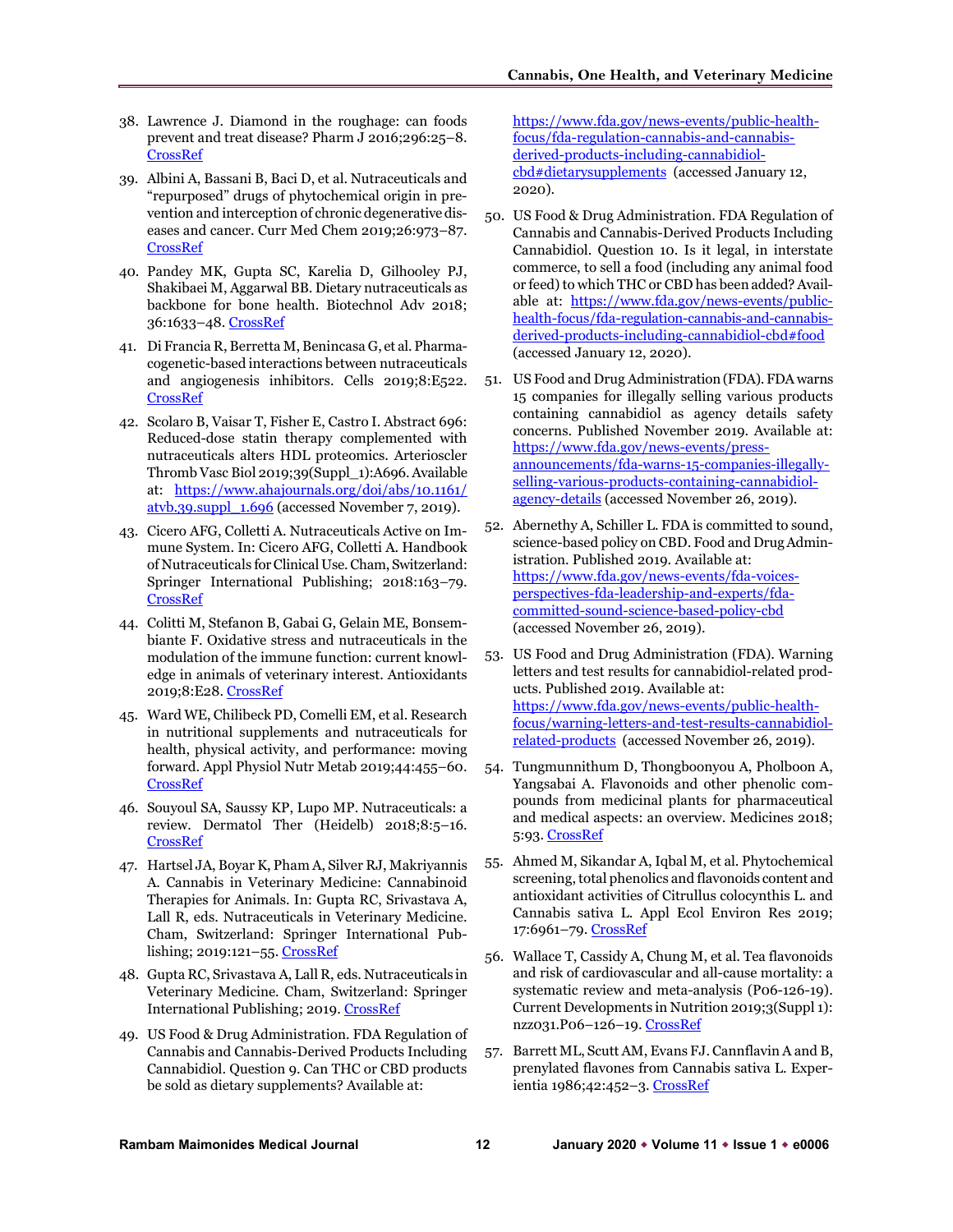38. Lawrence J. Diamond in the roughage: can foods prevent and treat disease? Pharm J 2016;296:25–8. CrossRef

39. Albini A, Bassani B, Baci D, et al. Nutraceuticals and "repurposed" drugs of phytochemical origin in prevention and interception of chronic degenerative diseases and cancer. Curr Med Chem 2019;26:973–87. CrossRef

40. Pandey MK, Gupta SC, Karelia D, Gilhooley PJ, Shakibaei M, Aggarwal BB. Dietary nutraceuticals as backbone for bone health. Biotechnol Adv 2018; 36:1633–48. CrossRef

41. Di Francia R, Berretta M, Benincasa G, et al. Pharmacogenetic-based interactions between nutraceuticals and angiogenesis inhibitors. Cells 2019;8:E522. CrossRef

42. Scolaro B, Vaisar T, Fisher E, Castro I. Abstract 696: Reduced-dose statin therapy complemented with nutraceuticals alters HDL proteomics. Arterioscler Thromb Vasc Biol 2019;39(Suppl_1):A696. Available at: https://www.ahajournals.org/doi/abs/10.1161/atvb.39.suppl_1.696 (accessed November 7, 2019).

43. Cicero AFG, Colletti A. Nutraceuticals Active on Immune System. In: Cicero AFG, Colletti A. Handbook of Nutraceuticals for Clinical Use. Cham, Switzerland: Springer International Publishing; 2018:163–79. CrossRef

44. Colitti M, Stefanon B, Gabai G, Gelain ME, Bonsembiante F. Oxidative stress and nutraceuticals in the modulation of the immune function: current knowledge in animals of veterinary interest. Antioxidants 2019;8:E28. CrossRef

45. Ward WE, Chilibeck PD, Comelli EM, et al. Research in nutritional supplements and nutraceuticals for health, physical activity, and performance: moving forward. Appl Physiol Nutr Metab 2019;44:455–60. CrossRef

46. Souyoul SA, Saussy KP, Lupo MP. Nutraceuticals: a review. Dermatol Ther (Heidelb) 2018;8:5–16. CrossRef

47. Hartsel JA, Boyar K, Pham A, Silver RJ, Makriyannis A. Cannabis in Veterinary Medicine: Cannabinoid Therapies for Animals. In: Gupta RC, Srivastava A, Lall R, eds. Nutraceuticals in Veterinary Medicine. Cham, Switzerland: Springer International Publishing; 2019:121–55. CrossRef

48. Gupta RC, Srivastava A, Lall R, eds. Nutraceuticals in Veterinary Medicine. Cham, Switzerland: Springer International Publishing; 2019. CrossRef

49. US Food & Drug Administration. FDA Regulation of Cannabis and Cannabis-Derived Products Including Cannabidiol. Question 9. Can THC or CBD products be sold as dietary supplements? Available at: https://www.fda.gov/news-events/public-health-focus/fda-regulation-cannabis-and-cannabis-derived-products-including-cannabidiol-cbd#dietarysupplements (accessed January 12, 2020).

50. US Food & Drug Administration. FDA Regulation of Cannabis and Cannabis-Derived Products Including Cannabidiol. Question 10. Is it legal, in interstate commerce, to sell a food (including any animal food or feed) to which THC or CBD has been added? Available at: https://www.fda.gov/news-events/public-health-focus/fda-regulation-cannabis-and-cannabis-derived-products-including-cannabidiol-cbd#food (accessed January 12, 2020).

51. US Food and Drug Administration (FDA). FDA warns 15 companies for illegally selling various products containing cannabidiol as agency details safety concerns. Published November 2019. Available at: https://www.fda.gov/news-events/press-announcements/fda-warns-15-companies-illegally-selling-various-products-containing-cannabidiol-agency-details (accessed November 26, 2019).

52. Abernethy A, Schiller L. FDA is committed to sound, science-based policy on CBD. Food and Drug Administration. Published 2019. Available at: https://www.fda.gov/news-events/fda-voices-perspectives-fda-leadership-and-experts/fda-committed-sound-science-based-policy-cbd (accessed November 26, 2019).

53. US Food and Drug Administration (FDA). Warning letters and test results for cannabidiol-related products. Published 2019. Available at: https://www.fda.gov/news-events/public-health-focus/warning-letters-and-test-results-cannabidiol-related-products (accessed November 26, 2019).

54. Tungmunnithum D, Thongboonyou A, Pholboon A, Yangsabai A. Flavonoids and other phenolic compounds from medicinal plants for pharmaceutical and medical aspects: an overview. Medicines 2018; 5:93. CrossRef

55. Ahmed M, Sikandar A, Iqbal M, et al. Phytochemical screening, total phenolics and flavonoids content and antioxidant activities of Citrullus colocynthis L. and Cannabis sativa L. Appl Ecol Environ Res 2019; 17:6961–79. CrossRef

56. Wallace T, Cassidy A, Chung M, et al. Tea flavonoids and risk of cardiovascular and all-cause mortality: a systematic review and meta-analysis (P06-126-19). Current Developments in Nutrition 2019;3(Suppl 1): nzz031.P06–126–19. CrossRef

57. Barrett ML, Scutt AM, Evans FJ. Cannflavin A and B, prenylated flavones from Cannabis sativa L. Experientia 1986;42:452–3. CrossRef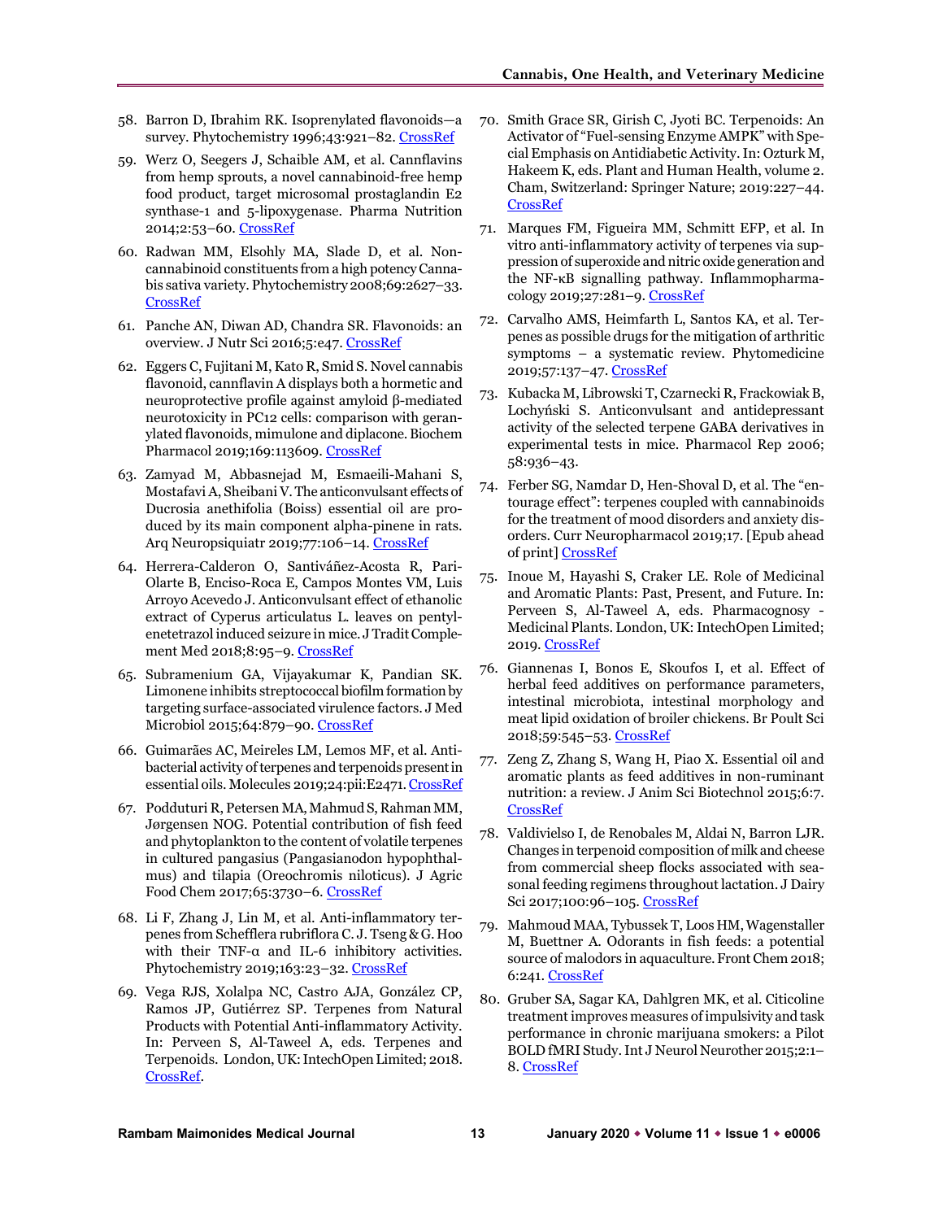58. Barron D, Ibrahim RK. Isoprenylated flavonoids—a survey. Phytochemistry 1996;43:921–82. CrossRef

59. Werz O, Seegers J, Schaible AM, et al. Cannflavins from hemp sprouts, a novel cannabinoid-free hemp food product, target microsomal prostaglandin E2 synthase-1 and 5-lipoxygenase. Pharma Nutrition 2014;2:53–60. CrossRef

60. Radwan MM, Elsohly MA, Slade D, et al. Non-cannabinoid constituents from a high potency Cannabis sativa variety. Phytochemistry 2008;69:2627–33. CrossRef

61. Panche AN, Diwan AD, Chandra SR. Flavonoids: an overview. J Nutr Sci 2016;5:e47. CrossRef

62. Eggers C, Fujitani M, Kato R, Smid S. Novel cannabis flavonoid, cannflavin A displays both a hormetic and neuroprotective profile against amyloid β-mediated neurotoxicity in PC12 cells: comparison with geranylated flavonoids, mimulone and diplacone. Biochem Pharmacol 2019;169:113609. CrossRef

63. Zamyad M, Abbasnejad M, Esmaeili-Mahani S, Mostafavi A, Sheibani V. The anticonvulsant effects of Ducrosia anethifolia (Boiss) essential oil are produced by its main component alpha-pinene in rats. Arq Neuropsiquiatr 2019;77:106–14. CrossRef

64. Herrera-Calderon O, Santiváñez-Acosta R, Pari-Olarte B, Enciso-Roca E, Campos Montes VM, Luis Arroyo Acevedo J. Anticonvulsant effect of ethanolic extract of Cyperus articulatus L. leaves on pentylenetetrazol induced seizure in mice. J Tradit Complement Med 2018;8:95–9. CrossRef

65. Subramenium GA, Vijayakumar K, Pandian SK. Limonene inhibits streptococcal biofilm formation by targeting surface-associated virulence factors. J Med Microbiol 2015;64:879–90. CrossRef

66. Guimarães AC, Meireles LM, Lemos MF, et al. Antibacterial activity of terpenes and terpenoids present in essential oils. Molecules 2019;24:pii:E2471. CrossRef

67. Podduturi R, Petersen MA, Mahmud S, Rahman MM, Jørgensen NOG. Potential contribution of fish feed and phytoplankton to the content of volatile terpenes in cultured pangasius (Pangasianodon hypophthalmus) and tilapia (Oreochromis niloticus). J Agric Food Chem 2017;65:3730–6. CrossRef

68. Li F, Zhang J, Lin M, et al. Anti-inflammatory terpenes from Schefflera rubriflora C. J. Tseng & G. Hoo with their TNF-α and IL-6 inhibitory activities. Phytochemistry 2019;163:23–32. CrossRef

69. Vega RJS, Xolalpa NC, Castro AJA, González CP, Ramos JP, Gutiérrez SP. Terpenes from Natural Products with Potential Anti-inflammatory Activity. In: Perveen S, Al-Taweel A, eds. Terpenes and Terpenoids. London, UK: IntechOpen Limited; 2018. CrossRef.

70. Smith Grace SR, Girish C, Jyoti BC. Terpenoids: An Activator of "Fuel-sensing Enzyme AMPK" with Special Emphasis on Antidiabetic Activity. In: Ozturk M, Hakeem K, eds. Plant and Human Health, volume 2. Cham, Switzerland: Springer Nature; 2019:227–44. CrossRef

71. Marques FM, Figueira MM, Schmitt EFP, et al. In vitro anti-inflammatory activity of terpenes via suppression of superoxide and nitric oxide generation and the NF-κB signalling pathway. Inflammopharmacology 2019;27:281–9. CrossRef

72. Carvalho AMS, Heimfarth L, Santos KA, et al. Terpenes as possible drugs for the mitigation of arthritic symptoms – a systematic review. Phytomedicine 2019;57:137–47. CrossRef

73. Kubacka M, Librowski T, Czarnecki R, Frackowiak B, Lochyński S. Anticonvulsant and antidepressant activity of the selected terpene GABA derivatives in experimental tests in mice. Pharmacol Rep 2006; 58:936–43.

74. Ferber SG, Namdar D, Hen-Shoval D, et al. The "entourage effect": terpenes coupled with cannabinoids for the treatment of mood disorders and anxiety disorders. Curr Neuropharmacol 2019;17. [Epub ahead of print] CrossRef

75. Inoue M, Hayashi S, Craker LE. Role of Medicinal and Aromatic Plants: Past, Present, and Future. In: Perveen S, Al-Taweel A, eds. Pharmacognosy - Medicinal Plants. London, UK: IntechOpen Limited; 2019. CrossRef

76. Giannenas I, Bonos E, Skoufos I, et al. Effect of herbal feed additives on performance parameters, intestinal microbiota, intestinal morphology and meat lipid oxidation of broiler chickens. Br Poult Sci 2018;59:545–53. CrossRef

77. Zeng Z, Zhang S, Wang H, Piao X. Essential oil and aromatic plants as feed additives in non-ruminant nutrition: a review. J Anim Sci Biotechnol 2015;6:7. CrossRef

78. Valdivielso I, de Renobales M, Aldai N, Barron LJR. Changes in terpenoid composition of milk and cheese from commercial sheep flocks associated with seasonal feeding regimens throughout lactation. J Dairy Sci 2017;100:96–105. CrossRef

79. Mahmoud MAA, Tybussek T, Loos HM, Wagenstaller M, Buettner A. Odorants in fish feeds: a potential source of malodors in aquaculture. Front Chem 2018; 6:241. CrossRef

80. Gruber SA, Sagar KA, Dahlgren MK, et al. Citicoline treatment improves measures of impulsivity and task performance in chronic marijuana smokers: a Pilot BOLD fMRI Study. Int J Neurol Neurother 2015;2:1–8. CrossRef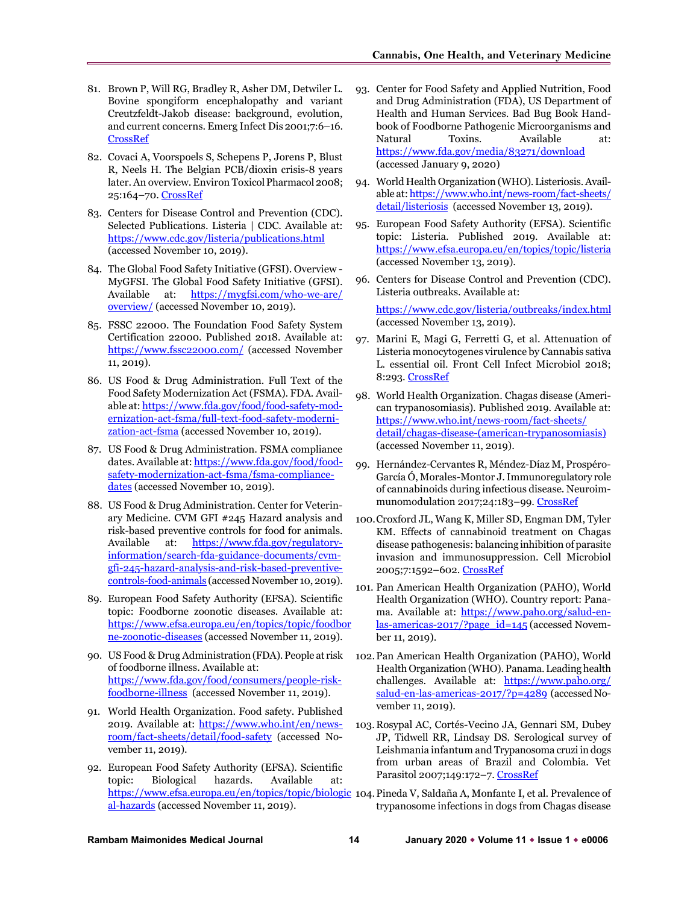81. Brown P, Will RG, Bradley R, Asher DM, Detwiler L. Bovine spongiform encephalopathy and variant Creutzfeldt-Jakob disease: background, evolution, and current concerns. Emerg Infect Dis 2001;7:6–16. CrossRef

82. Covaci A, Voorspoels S, Schepens P, Jorens P, Blust R, Neels H. The Belgian PCB/dioxin crisis-8 years later. An overview. Environ Toxicol Pharmacol 2008; 25:164–70. CrossRef

83. Centers for Disease Control and Prevention (CDC). Selected Publications. Listeria | CDC. Available at: https://www.cdc.gov/listeria/publications.html (accessed November 10, 2019).

84. The Global Food Safety Initiative (GFSI). Overview - MyGFSI. The Global Food Safety Initiative (GFSI). Available at: https://mygfsi.com/who-we-are/overview/ (accessed November 10, 2019).

85. FSSC 22000. The Foundation Food Safety System Certification 22000. Published 2018. Available at: https://www.fssc22000.com/ (accessed November 11, 2019).

86. US Food & Drug Administration. Full Text of the Food Safety Modernization Act (FSMA). FDA. Available at: https://www.fda.gov/food/food-safety-modernization-act-fsma/full-text-food-safety-modernization-act-fsma (accessed November 10, 2019).

87. US Food & Drug Administration. FSMA compliance dates. Available at: https://www.fda.gov/food/food-safety-modernization-act-fsma/fsma-compliance-dates (accessed November 10, 2019).

88. US Food & Drug Administration. Center for Veterinary Medicine. CVM GFI #245 Hazard analysis and risk-based preventive controls for food for animals. Available at: https://www.fda.gov/regulatory-information/search-fda-guidance-documents/cvm-gfi-245-hazard-analysis-and-risk-based-preventive-controls-food-animals (accessed November 10, 2019).

89. European Food Safety Authority (EFSA). Scientific topic: Foodborne zoonotic diseases. Available at: https://www.efsa.europa.eu/en/topics/topic/foodborne-zoonotic-diseases (accessed November 11, 2019).

90. US Food & Drug Administration (FDA). People at risk of foodborne illness. Available at: https://www.fda.gov/food/consumers/people-risk-foodborne-illness (accessed November 11, 2019).

91. World Health Organization. Food safety. Published 2019. Available at: https://www.who.int/en/news-room/fact-sheets/detail/food-safety (accessed November 11, 2019).

92. European Food Safety Authority (EFSA). Scientific topic: Biological hazards. Available at: https://www.efsa.europa.eu/en/topics/topic/biological-hazards (accessed November 11, 2019).

93. Center for Food Safety and Applied Nutrition, Food and Drug Administration (FDA), US Department of Health and Human Services. Bad Bug Book Handbook of Foodborne Pathogenic Microorganisms and Natural Toxins. Available at: https://www.fda.gov/media/83271/download (accessed January 9, 2020)

94. World Health Organization (WHO). Listeriosis. Available at: https://www.who.int/news-room/fact-sheets/detail/listeriosis (accessed November 13, 2019).

95. European Food Safety Authority (EFSA). Scientific topic: Listeria. Published 2019. Available at: https://www.efsa.europa.eu/en/topics/topic/listeria (accessed November 13, 2019).

96. Centers for Disease Control and Prevention (CDC). Listeria outbreaks. Available at: https://www.cdc.gov/listeria/outbreaks/index.html (accessed November 13, 2019).

97. Marini E, Magi G, Ferretti G, et al. Attenuation of Listeria monocytogenes virulence by Cannabis sativa L. essential oil. Front Cell Infect Microbiol 2018; 8:293. CrossRef

98. World Health Organization. Chagas disease (American trypanosomiasis). Published 2019. Available at: https://www.who.int/news-room/fact-sheets/detail/chagas-disease-(american-trypanosomiasis) (accessed November 11, 2019).

99. Hernández-Cervantes R, Méndez-Díaz M, Prospéro-García Ó, Morales-Montor J. Immunoregulatory role of cannabinoids during infectious disease. Neuroimmunomodulation 2017;24:183–99. CrossRef

100. Croxford JL, Wang K, Miller SD, Engman DM, Tyler KM. Effects of cannabinoid treatment on Chagas disease pathogenesis: balancing inhibition of parasite invasion and immunosuppression. Cell Microbiol 2005;7:1592–602. CrossRef

101. Pan American Health Organization (PAHO), World Health Organization (WHO). Country report: Panama. Available at: https://www.paho.org/salud-en-las-americas-2017/?page_id=145 (accessed November 11, 2019).

102. Pan American Health Organization (PAHO), World Health Organization (WHO). Panama. Leading health challenges. Available at: https://www.paho.org/salud-en-las-americas-2017/?p=4289 (accessed November 11, 2019).

103. Rosypal AC, Cortés-Vecino JA, Gennari SM, Dubey JP, Tidwell RR, Lindsay DS. Serological survey of Leishmania infantum and Trypanosoma cruzi in dogs from urban areas of Brazil and Colombia. Vet Parasitol 2007;149:172–7. CrossRef

104. Pineda V, Saldaña A, Monfante I, et al. Prevalence of trypanosome infections in dogs from Chagas disease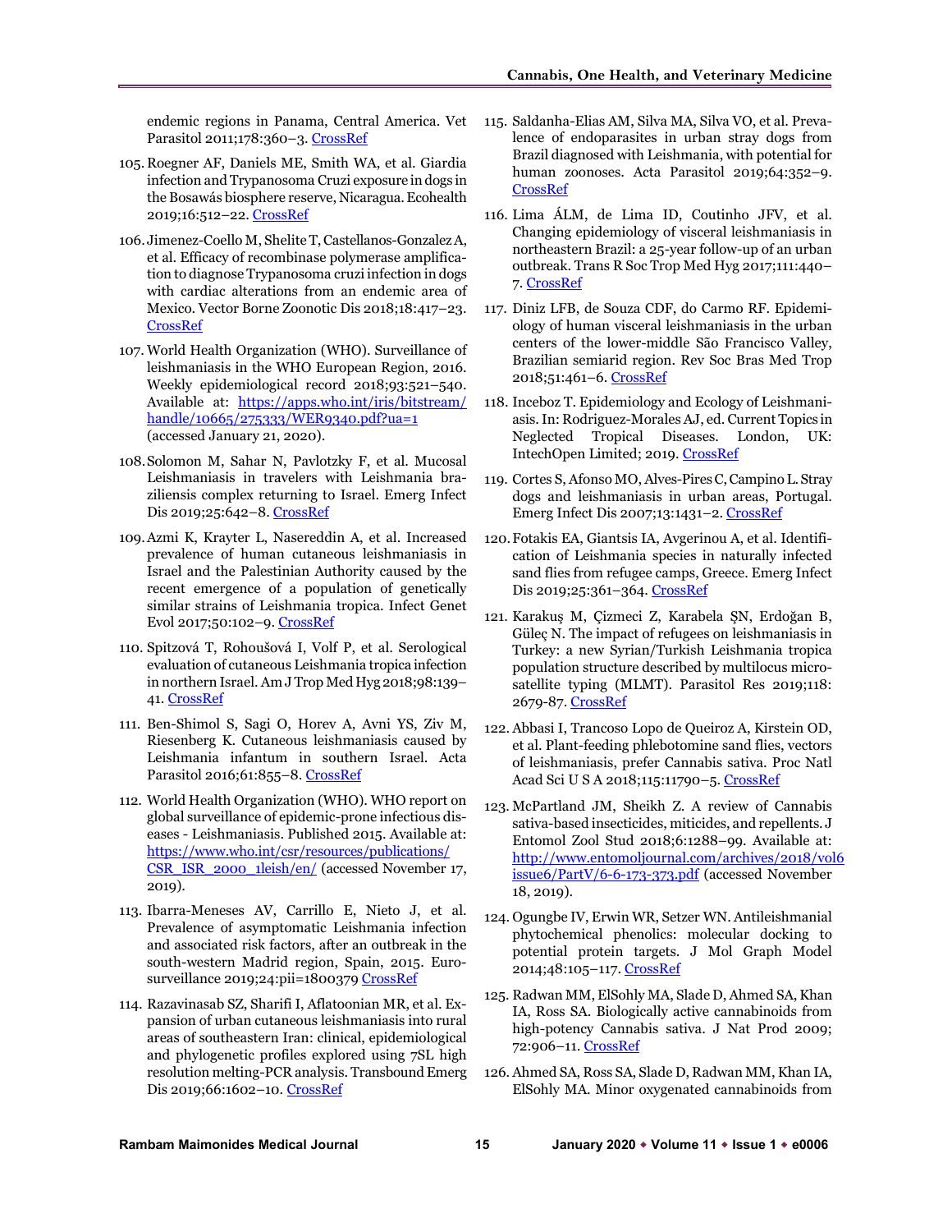endemic regions in Panama, Central America. Vet Parasitol 2011;178:360–3. CrossRef

105. Roegner AF, Daniels ME, Smith WA, et al. Giardia infection and Trypanosoma Cruzi exposure in dogs in the Bosawás biosphere reserve, Nicaragua. Ecohealth 2019;16:512–22. CrossRef

106. Jimenez-Coello M, Shelite T, Castellanos-Gonzalez A, et al. Efficacy of recombinase polymerase amplification to diagnose Trypanosoma cruzi infection in dogs with cardiac alterations from an endemic area of Mexico. Vector Borne Zoonotic Dis 2018;18:417–23. CrossRef

107. World Health Organization (WHO). Surveillance of leishmaniasis in the WHO European Region, 2016. Weekly epidemiological record 2018;93:521–540. Available at: https://apps.who.int/iris/bitstream/handle/10665/275333/WER9340.pdf?ua=1 (accessed January 21, 2020).

108. Solomon M, Sahar N, Pavlotzky F, et al. Mucosal Leishmaniasis in travelers with Leishmania braziliensis complex returning to Israel. Emerg Infect Dis 2019;25:642–8. CrossRef

109. Azmi K, Krayter L, Nasereddin A, et al. Increased prevalence of human cutaneous leishmaniasis in Israel and the Palestinian Authority caused by the recent emergence of a population of genetically similar strains of Leishmania tropica. Infect Genet Evol 2017;50:102–9. CrossRef

110. Spitzová T, Rohoušová I, Volf P, et al. Serological evaluation of cutaneous Leishmania tropica infection in northern Israel. Am J Trop Med Hyg 2018;98:139–41. CrossRef

111. Ben-Shimol S, Sagi O, Horev A, Avni YS, Ziv M, Riesenberg K. Cutaneous leishmaniasis caused by Leishmania infantum in southern Israel. Acta Parasitol 2016;61:855–8. CrossRef

112. World Health Organization (WHO). WHO report on global surveillance of epidemic-prone infectious diseases - Leishmaniasis. Published 2015. Available at: https://www.who.int/csr/resources/publications/CSR_ISR_2000_1leish/en/ (accessed November 17, 2019).

113. Ibarra-Meneses AV, Carrillo E, Nieto J, et al. Prevalence of asymptomatic Leishmania infection and associated risk factors, after an outbreak in the south-western Madrid region, Spain, 2015. Eurosurveillance 2019;24:pii=1800379 CrossRef

114. Razavinasab SZ, Sharifi I, Aflatoonian MR, et al. Expansion of urban cutaneous leishmaniasis into rural areas of southeastern Iran: clinical, epidemiological and phylogenetic profiles explored using 7SL high resolution melting-PCR analysis. Transbound Emerg Dis 2019;66:1602–10. CrossRef

115. Saldanha-Elias AM, Silva MA, Silva VO, et al. Prevalence of endoparasites in urban stray dogs from Brazil diagnosed with Leishmania, with potential for human zoonoses. Acta Parasitol 2019;64:352–9. CrossRef

116. Lima ÁLM, de Lima ID, Coutinho JFV, et al. Changing epidemiology of visceral leishmaniasis in northeastern Brazil: a 25-year follow-up of an urban outbreak. Trans R Soc Trop Med Hyg 2017;111:440–7. CrossRef

117. Diniz LFB, de Souza CDF, do Carmo RF. Epidemiology of human visceral leishmaniasis in the urban centers of the lower-middle São Francisco Valley, Brazilian semiarid region. Rev Soc Bras Med Trop 2018;51:461–6. CrossRef

118. Inceboz T. Epidemiology and Ecology of Leishmaniasis. In: Rodriguez-Morales AJ, ed. Current Topics in Neglected Tropical Diseases. London, UK: IntechOpen Limited; 2019. CrossRef

119. Cortes S, Afonso MO, Alves-Pires C, Campino L. Stray dogs and leishmaniasis in urban areas, Portugal. Emerg Infect Dis 2007;13:1431–2. CrossRef

120. Fotakis EA, Giantsis IA, Avgerinou A, et al. Identification of Leishmania species in naturally infected sand flies from refugee camps, Greece. Emerg Infect Dis 2019;25:361–364. CrossRef

121. Karakuş M, Çizmeci Z, Karabela ŞN, Erdoğan B, Güleç N. The impact of refugees on leishmaniasis in Turkey: a new Syrian/Turkish Leishmania tropica population structure described by multilocus microsatellite typing (MLMT). Parasitol Res 2019;118: 2679-87. CrossRef

122. Abbasi I, Trancoso Lopo de Queiroz A, Kirstein OD, et al. Plant-feeding phlebotomine sand flies, vectors of leishmaniasis, prefer Cannabis sativa. Proc Natl Acad Sci U S A 2018;115:11790–5. CrossRef

123. McPartland JM, Sheikh Z. A review of Cannabis sativa-based insecticides, miticides, and repellents. J Entomol Zool Stud 2018;6:1288–99. Available at: http://www.entomoljournal.com/archives/2018/vol6issue6/PartV/6-6-173-373.pdf (accessed November 18, 2019).

124. Ogungbe IV, Erwin WR, Setzer WN. Antileishmanial phytochemical phenolics: molecular docking to potential protein targets. J Mol Graph Model 2014;48:105–117. CrossRef

125. Radwan MM, ElSohly MA, Slade D, Ahmed SA, Khan IA, Ross SA. Biologically active cannabinoids from high-potency Cannabis sativa. J Nat Prod 2009; 72:906–11. CrossRef

126. Ahmed SA, Ross SA, Slade D, Radwan MM, Khan IA, ElSohly MA. Minor oxygenated cannabinoids from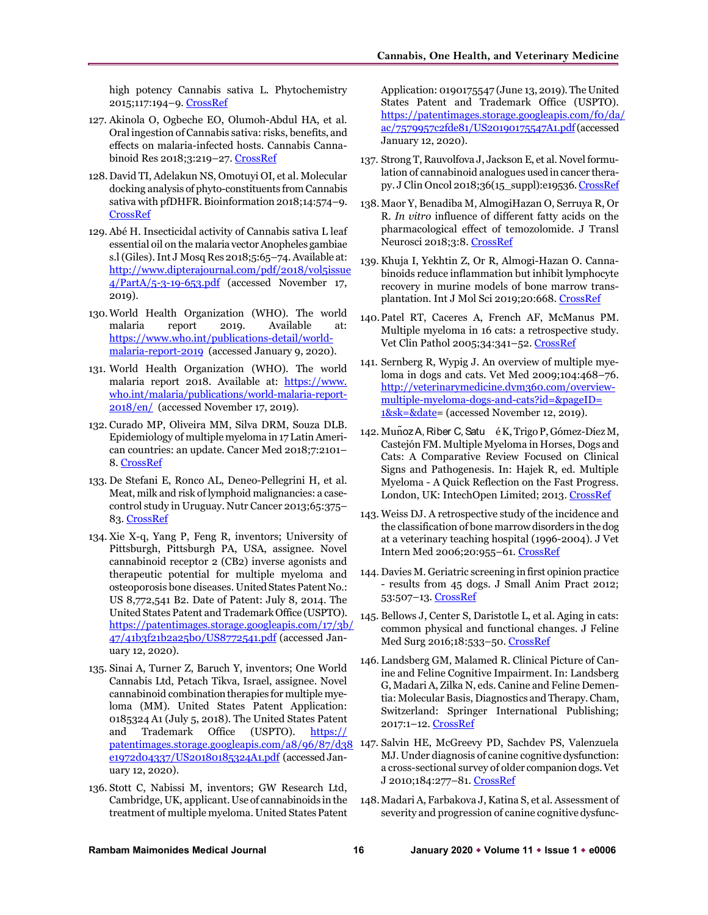high potency Cannabis sativa L. Phytochemistry 2015;117:194–9. CrossRef

127. Akinola O, Ogbeche EO, Olumoh-Abdul HA, et al. Oral ingestion of Cannabis sativa: risks, benefits, and effects on malaria-infected hosts. Cannabis Cannabinoid Res 2018;3:219–27. CrossRef

128. David TI, Adelakun NS, Omotuyi OI, et al. Molecular docking analysis of phyto-constituents from Cannabis sativa with pfDHFR. Bioinformation 2018;14:574–9. CrossRef

129. Abé H. Insecticidal activity of Cannabis sativa L leaf essential oil on the malaria vector Anopheles gambiae s.l (Giles). Int J Mosq Res 2018;5:65–74. Available at: http://www.dipterajournal.com/pdf/2018/vol5issue4/PartA/5-3-19-653.pdf (accessed November 17, 2019).

130. World Health Organization (WHO). The world malaria report 2019. Available at: https://www.who.int/publications-detail/world-malaria-report-2019 (accessed January 9, 2020).

131. World Health Organization (WHO). The world malaria report 2018. Available at: https://www.who.int/malaria/publications/world-malaria-report-2018/en/ (accessed November 17, 2019).

132. Curado MP, Oliveira MM, Silva DRM, Souza DLB. Epidemiology of multiple myeloma in 17 Latin American countries: an update. Cancer Med 2018;7:2101–8. CrossRef

133. De Stefani E, Ronco AL, Deneo-Pellegrini H, et al. Meat, milk and risk of lymphoid malignancies: a case-control study in Uruguay. Nutr Cancer 2013;65:375–83. CrossRef

134. Xie X-q, Yang P, Feng R, inventors; University of Pittsburgh, Pittsburgh PA, USA, assignee. Novel cannabinoid receptor 2 (CB2) inverse agonists and therapeutic potential for multiple myeloma and osteoporosis bone diseases. United States Patent No.: US 8,772,541 B2. Date of Patent: July 8, 2014. The United States Patent and Trademark Office (USPTO). https://patentimages.storage.googleapis.com/17/3b/47/41b3f21b2a25b0/US8772541.pdf (accessed January 12, 2020).

135. Sinai A, Turner Z, Baruch Y, inventors; One World Cannabis Ltd, Petach Tikva, Israel, assignee. Novel cannabinoid combination therapies for multiple myeloma (MM). United States Patent Application: 0185324 A1 (July 5, 2018). The United States Patent and Trademark Office (USPTO). https://patentimages.storage.googleapis.com/a8/96/87/d38e1972d04337/US20180185324A1.pdf (accessed January 12, 2020).

136. Stott C, Nabissi M, inventors; GW Research Ltd, Cambridge, UK, applicant. Use of cannabinoids in the treatment of multiple myeloma. United States Patent Application: 0190175547 (June 13, 2019). The United States Patent and Trademark Office (USPTO). https://patentimages.storage.googleapis.com/f0/da/ac/7579957c2fde81/US20190175547A1.pdf (accessed January 12, 2020).

137. Strong T, Rauvolfova J, Jackson E, et al. Novel formulation of cannabinoid analogues used in cancer therapy. J Clin Oncol 2018;36(15_suppl):e19536. CrossRef

138. Maor Y, Benadiba M, AlmogiHazan O, Serruya R, Or R. *In vitro* influence of different fatty acids on the pharmacological effect of temozolomide. J Transl Neurosci 2018;3:8. CrossRef

139. Khuja I, Yekhtin Z, Or R, Almogi-Hazan O. Cannabinoids reduce inflammation but inhibit lymphocyte recovery in murine models of bone marrow transplantation. Int J Mol Sci 2019;20:668. CrossRef

140. Patel RT, Caceres A, French AF, McManus PM. Multiple myeloma in 16 cats: a retrospective study. Vet Clin Pathol 2005;34:341–52. CrossRef

141. Sernberg R, Wypig J. An overview of multiple myeloma in dogs and cats. Vet Med 2009;104:468–76. http://veterinarymedicine.dvm360.com/overview-multiple-myeloma-dogs-and-cats?id=&pageID=1&sk=&date= (accessed November 12, 2019).

142. Muñoz A, Riber C, Satu é K, Trigo P, Gómez-Díez M, Castejón FM. Multiple Myeloma in Horses, Dogs and Cats: A Comparative Review Focused on Clinical Signs and Pathogenesis. In: Hajek R, ed. Multiple Myeloma - A Quick Reflection on the Fast Progress. London, UK: IntechOpen Limited; 2013. CrossRef

143. Weiss DJ. A retrospective study of the incidence and the classification of bone marrow disorders in the dog at a veterinary teaching hospital (1996-2004). J Vet Intern Med 2006;20:955–61. CrossRef

144. Davies M. Geriatric screening in first opinion practice - results from 45 dogs. J Small Anim Pract 2012; 53:507–13. CrossRef

145. Bellows J, Center S, Daristotle L, et al. Aging in cats: common physical and functional changes. J Feline Med Surg 2016;18:533–50. CrossRef

146. Landsberg GM, Malamed R. Clinical Picture of Canine and Feline Cognitive Impairment. In: Landsberg G, Madari A, Zilka N, eds. Canine and Feline Dementia: Molecular Basis, Diagnostics and Therapy. Cham, Switzerland: Springer International Publishing; 2017:1–12. CrossRef

147. Salvin HE, McGreevy PD, Sachdev PS, Valenzuela MJ. Under diagnosis of canine cognitive dysfunction: a cross-sectional survey of older companion dogs. Vet J 2010;184:277–81. CrossRef

148. Madari A, Farbakova J, Katina S, et al. Assessment of severity and progression of canine cognitive dysfunc-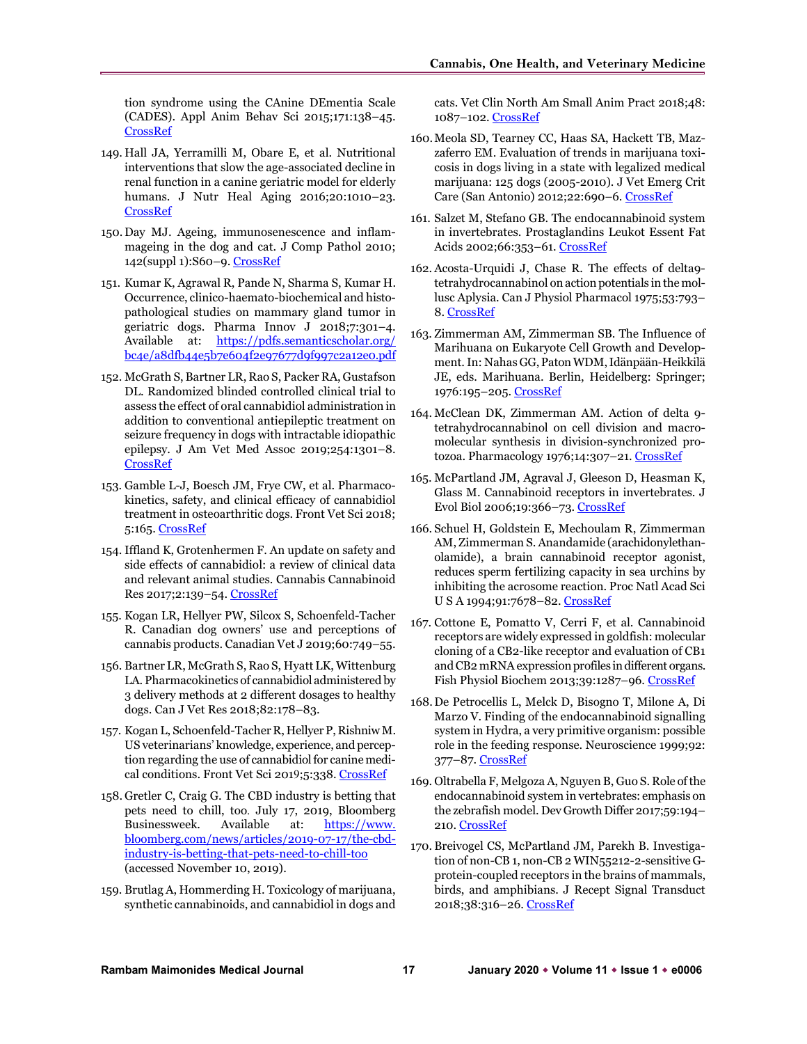tion syndrome using the CAnine DEmentia Scale (CADES). Appl Anim Behav Sci 2015;171:138–45. CrossRef

149. Hall JA, Yerramilli M, Obare E, et al. Nutritional interventions that slow the age-associated decline in renal function in a canine geriatric model for elderly humans. J Nutr Heal Aging 2016;20:1010–23. CrossRef

150. Day MJ. Ageing, immunosenescence and inflammageing in the dog and cat. J Comp Pathol 2010; 142(suppl 1):S60–9. CrossRef

151. Kumar K, Agrawal R, Pande N, Sharma S, Kumar H. Occurrence, clinico-haemato-biochemical and histopathological studies on mammary gland tumor in geriatric dogs. Pharma Innov J 2018;7:301–4. Available at: https://pdfs.semanticscholar.org/bc4e/a8dfb44e5b7e604f2e97677d9f997c2a12e0.pdf

152. McGrath S, Bartner LR, Rao S, Packer RA, Gustafson DL. Randomized blinded controlled clinical trial to assess the effect of oral cannabidiol administration in addition to conventional antiepileptic treatment on seizure frequency in dogs with intractable idiopathic epilepsy. J Am Vet Med Assoc 2019;254:1301–8. CrossRef

153. Gamble L-J, Boesch JM, Frye CW, et al. Pharmacokinetics, safety, and clinical efficacy of cannabidiol treatment in osteoarthritic dogs. Front Vet Sci 2018; 5:165. CrossRef

154. Iffland K, Grotenhermen F. An update on safety and side effects of cannabidiol: a review of clinical data and relevant animal studies. Cannabis Cannabinoid Res 2017;2:139–54. CrossRef

155. Kogan LR, Hellyer PW, Silcox S, Schoenfeld-Tacher R. Canadian dog owners' use and perceptions of cannabis products. Canadian Vet J 2019;60:749–55.

156. Bartner LR, McGrath S, Rao S, Hyatt LK, Wittenburg LA. Pharmacokinetics of cannabidiol administered by 3 delivery methods at 2 different dosages to healthy dogs. Can J Vet Res 2018;82:178–83.

157. Kogan L, Schoenfeld-Tacher R, Hellyer P, Rishniw M. US veterinarians' knowledge, experience, and perception regarding the use of cannabidiol for canine medical conditions. Front Vet Sci 2019;5:338. CrossRef

158. Gretler C, Craig G. The CBD industry is betting that pets need to chill, too. July 17, 2019, Bloomberg Businessweek. Available at: https://www.bloomberg.com/news/articles/2019-07-17/the-cbd-industry-is-betting-that-pets-need-to-chill-too (accessed November 10, 2019).

159. Brutlag A, Hommerding H. Toxicology of marijuana, synthetic cannabinoids, and cannabidiol in dogs and cats. Vet Clin North Am Small Anim Pract 2018;48: 1087–102. CrossRef

160. Meola SD, Tearney CC, Haas SA, Hackett TB, Mazzaferro EM. Evaluation of trends in marijuana toxicosis in dogs living in a state with legalized medical marijuana: 125 dogs (2005-2010). J Vet Emerg Crit Care (San Antonio) 2012;22:690–6. CrossRef

161. Salzet M, Stefano GB. The endocannabinoid system in invertebrates. Prostaglandins Leukot Essent Fat Acids 2002;66:353–61. CrossRef

162. Acosta-Urquidi J, Chase R. The effects of delta9-tetrahydrocannabinol on action potentials in the mollusc Aplysia. Can J Physiol Pharmacol 1975;53:793–8. CrossRef

163. Zimmerman AM, Zimmerman SB. The Influence of Marihuana on Eukaryote Cell Growth and Development. In: Nahas GG, Paton WDM, Idänpään-Heikkilä JE, eds. Marihuana. Berlin, Heidelberg: Springer; 1976:195–205. CrossRef

164. McClean DK, Zimmerman AM. Action of delta 9-tetrahydrocannabinol on cell division and macromolecular synthesis in division-synchronized protozoa. Pharmacology 1976;14:307–21. CrossRef

165. McPartland JM, Agraval J, Gleeson D, Heasman K, Glass M. Cannabinoid receptors in invertebrates. J Evol Biol 2006;19:366–73. CrossRef

166. Schuel H, Goldstein E, Mechoulam R, Zimmerman AM, Zimmerman S. Anandamide (arachidonylethanolamide), a brain cannabinoid receptor agonist, reduces sperm fertilizing capacity in sea urchins by inhibiting the acrosome reaction. Proc Natl Acad Sci U S A 1994;91:7678–82. CrossRef

167. Cottone E, Pomatto V, Cerri F, et al. Cannabinoid receptors are widely expressed in goldfish: molecular cloning of a CB2-like receptor and evaluation of CB1 and CB2 mRNA expression profiles in different organs. Fish Physiol Biochem 2013;39:1287–96. CrossRef

168. De Petrocellis L, Melck D, Bisogno T, Milone A, Di Marzo V. Finding of the endocannabinoid signalling system in Hydra, a very primitive organism: possible role in the feeding response. Neuroscience 1999;92: 377–87. CrossRef

169. Oltrabella F, Melgoza A, Nguyen B, Guo S. Role of the endocannabinoid system in vertebrates: emphasis on the zebrafish model. Dev Growth Differ 2017;59:194–210. CrossRef

170. Breivogel CS, McPartland JM, Parekh B. Investigation of non-CB 1, non-CB 2 WIN55212-2-sensitive G-protein-coupled receptors in the brains of mammals, birds, and amphibians. J Recept Signal Transduct 2018;38:316–26. CrossRef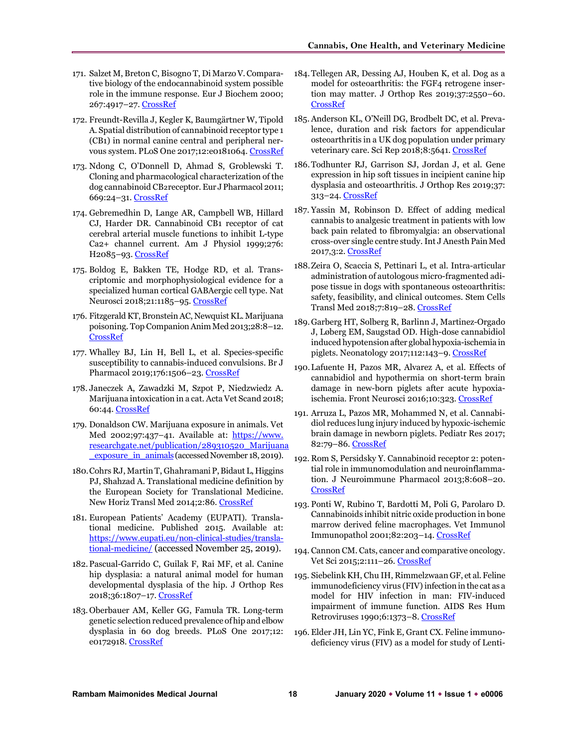171. Salzet M, Breton C, Bisogno T, Di Marzo V. Comparative biology of the endocannabinoid system possible role in the immune response. Eur J Biochem 2000; 267:4917–27. CrossRef

172. Freundt-Revilla J, Kegler K, Baumgärtner W, Tipold A. Spatial distribution of cannabinoid receptor type 1 (CB1) in normal canine central and peripheral nervous system. PLoS One 2017;12:e0181064. CrossRef

173. Ndong C, O'Donnell D, Ahmad S, Groblewski T. Cloning and pharmacological characterization of the dog cannabinoid CB2receptor. Eur J Pharmacol 2011; 669:24–31. CrossRef

174. Gebremedhin D, Lange AR, Campbell WB, Hillard CJ, Harder DR. Cannabinoid CB1 receptor of cat cerebral arterial muscle functions to inhibit L-type Ca2+ channel current. Am J Physiol 1999;276: H2085–93. CrossRef

175. Boldog E, Bakken TE, Hodge RD, et al. Transcriptomic and morphophysiological evidence for a specialized human cortical GABAergic cell type. Nat Neurosci 2018;21:1185–95. CrossRef

176. Fitzgerald KT, Bronstein AC, Newquist KL. Marijuana poisoning. Top Companion Anim Med 2013;28:8–12. CrossRef

177. Whalley BJ, Lin H, Bell L, et al. Species-specific susceptibility to cannabis-induced convulsions. Br J Pharmacol 2019;176:1506–23. CrossRef

178. Janeczek A, Zawadzki M, Szpot P, Niedzwiedz A. Marijuana intoxication in a cat. Acta Vet Scand 2018; 60:44. CrossRef

179. Donaldson CW. Marijuana exposure in animals. Vet Med 2002;97:437–41. Available at: https://www.researchgate.net/publication/289310520_Marijuana_exposure_in_animals (accessed November 18, 2019).

180. Cohrs RJ, Martin T, Ghahramani P, Bidaut L, Higgins PJ, Shahzad A. Translational medicine definition by the European Society for Translational Medicine. New Horiz Transl Med 2014;2:86. CrossRef

181. European Patients' Academy (EUPATI). Translational medicine. Published 2015. Available at: https://www.eupati.eu/non-clinical-studies/translational-medicine/ (accessed November 25, 2019).

182. Pascual-Garrido C, Guilak F, Rai MF, et al. Canine hip dysplasia: a natural animal model for human developmental dysplasia of the hip. J Orthop Res 2018;36:1807–17. CrossRef

183. Oberbauer AM, Keller GG, Famula TR. Long-term genetic selection reduced prevalence of hip and elbow dysplasia in 60 dog breeds. PLoS One 2017;12: e0172918. CrossRef

184. Tellegen AR, Dessing AJ, Houben K, et al. Dog as a model for osteoarthritis: the FGF4 retrogene insertion may matter. J Orthop Res 2019;37:2550–60. CrossRef

185. Anderson KL, O'Neill DG, Brodbelt DC, et al. Prevalence, duration and risk factors for appendicular osteoarthritis in a UK dog population under primary veterinary care. Sci Rep 2018;8:5641. CrossRef

186. Todhunter RJ, Garrison SJ, Jordan J, et al. Gene expression in hip soft tissues in incipient canine hip dysplasia and osteoarthritis. J Orthop Res 2019;37: 313–24. CrossRef

187. Yassin M, Robinson D. Effect of adding medical cannabis to analgesic treatment in patients with low back pain related to fibromyalgia: an observational cross-over single centre study. Int J Anesth Pain Med 2017,3:2. CrossRef

188. Zeira O, Scaccia S, Pettinari L, et al. Intra-articular administration of autologous micro-fragmented adipose tissue in dogs with spontaneous osteoarthritis: safety, feasibility, and clinical outcomes. Stem Cells Transl Med 2018;7:819–28. CrossRef

189. Garberg HT, Solberg R, Barlinn J, Martinez-Orgado J, Løberg EM, Saugstad OD. High-dose cannabidiol induced hypotension after global hypoxia-ischemia in piglets. Neonatology 2017;112:143–9. CrossRef

190. Lafuente H, Pazos MR, Alvarez A, et al. Effects of cannabidiol and hypothermia on short-term brain damage in new-born piglets after acute hypoxia-ischemia. Front Neurosci 2016;10:323. CrossRef

191. Arruza L, Pazos MR, Mohammed N, et al. Cannabidiol reduces lung injury induced by hypoxic-ischemic brain damage in newborn piglets. Pediatr Res 2017; 82:79–86. CrossRef

192. Rom S, Persidsky Y. Cannabinoid receptor 2: potential role in immunomodulation and neuroinflammation. J Neuroimmune Pharmacol 2013;8:608–20. CrossRef

193. Ponti W, Rubino T, Bardotti M, Poli G, Parolaro D. Cannabinoids inhibit nitric oxide production in bone marrow derived feline macrophages. Vet Immunol Immunopathol 2001;82:203–14. CrossRef

194. Cannon CM. Cats, cancer and comparative oncology. Vet Sci 2015;2:111–26. CrossRef

195. Siebelink KH, Chu IH, Rimmelzwaan GF, et al. Feline immunodeficiency virus (FIV) infection in the cat as a model for HIV infection in man: FIV-induced impairment of immune function. AIDS Res Hum Retroviruses 1990;6:1373–8. CrossRef

196. Elder JH, Lin YC, Fink E, Grant CX. Feline immunodeficiency virus (FIV) as a model for study of Lenti-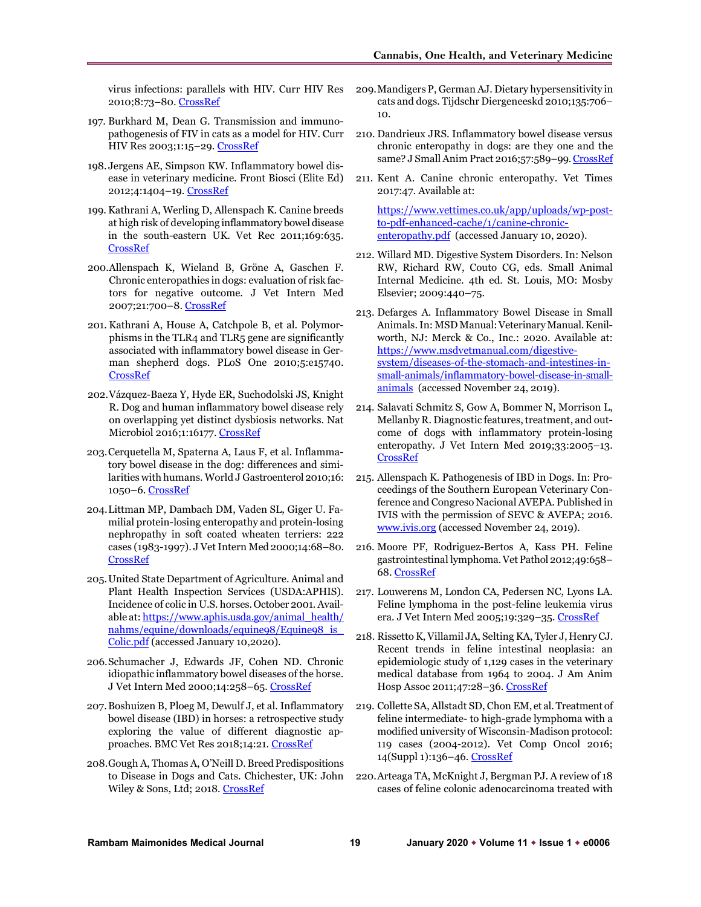virus infections: parallels with HIV. Curr HIV Res 2010;8:73–80. CrossRef

197. Burkhard M, Dean G. Transmission and immunopathogenesis of FIV in cats as a model for HIV. Curr HIV Res 2003;1:15–29. CrossRef

198. Jergens AE, Simpson KW. Inflammatory bowel disease in veterinary medicine. Front Biosci (Elite Ed) 2012;4:1404–19. CrossRef

199. Kathrani A, Werling D, Allenspach K. Canine breeds at high risk of developing inflammatory bowel disease in the south-eastern UK. Vet Rec 2011;169:635. CrossRef

200. Allenspach K, Wieland B, Gröne A, Gaschen F. Chronic enteropathies in dogs: evaluation of risk factors for negative outcome. J Vet Intern Med 2007;21:700–8. CrossRef

201. Kathrani A, House A, Catchpole B, et al. Polymorphisms in the TLR4 and TLR5 gene are significantly associated with inflammatory bowel disease in German shepherd dogs. PLoS One 2010;5:e15740. CrossRef

202. Vázquez-Baeza Y, Hyde ER, Suchodolski JS, Knight R. Dog and human inflammatory bowel disease rely on overlapping yet distinct dysbiosis networks. Nat Microbiol 2016;1:16177. CrossRef

203. Cerquetella M, Spaterna A, Laus F, et al. Inflammatory bowel disease in the dog: differences and similarities with humans. World J Gastroenterol 2010;16:1050–6. CrossRef

204. Littman MP, Dambach DM, Vaden SL, Giger U. Familial protein-losing enteropathy and protein-losing nephropathy in soft coated wheaten terriers: 222 cases (1983-1997). J Vet Intern Med 2000;14:68–80. CrossRef

205. United State Department of Agriculture. Animal and Plant Health Inspection Services (USDA:APHIS). Incidence of colic in U.S. horses. October 2001. Available at: https://www.aphis.usda.gov/animal_health/nahms/equine/downloads/equine98/Equine98_is_Colic.pdf (accessed January 10,2020).

206. Schumacher J, Edwards JF, Cohen ND. Chronic idiopathic inflammatory bowel diseases of the horse. J Vet Intern Med 2000;14:258–65. CrossRef

207. Boshuizen B, Ploeg M, Dewulf J, et al. Inflammatory bowel disease (IBD) in horses: a retrospective study exploring the value of different diagnostic approaches. BMC Vet Res 2018;14:21. CrossRef

208. Gough A, Thomas A, O'Neill D. Breed Predispositions to Disease in Dogs and Cats. Chichester, UK: John Wiley & Sons, Ltd; 2018. CrossRef

209. Mandigers P, German AJ. Dietary hypersensitivity in cats and dogs. Tijdschr Diergeneeskd 2010;135:706–10.

210. Dandrieux JRS. Inflammatory bowel disease versus chronic enteropathy in dogs: are they one and the same? J Small Anim Pract 2016;57:589–99. CrossRef

211. Kent A. Canine chronic enteropathy. Vet Times 2017:47. Available at:

https://www.vettimes.co.uk/app/uploads/wp-post-to-pdf-enhanced-cache/1/canine-chronic-enteropathy.pdf (accessed January 10, 2020).

212. Willard MD. Digestive System Disorders. In: Nelson RW, Richard RW, Couto CG, eds. Small Animal Internal Medicine. 4th ed. St. Louis, MO: Mosby Elsevier; 2009:440–75.

213. Defarges A. Inflammatory Bowel Disease in Small Animals. In: MSD Manual: Veterinary Manual. Kenilworth, NJ: Merck & Co., Inc.: 2020. Available at: https://www.msdvetmanual.com/digestive-system/diseases-of-the-stomach-and-intestines-in-small-animals/inflammatory-bowel-disease-in-small-animals (accessed November 24, 2019).

214. Salavati Schmitz S, Gow A, Bommer N, Morrison L, Mellanby R. Diagnostic features, treatment, and outcome of dogs with inflammatory protein-losing enteropathy. J Vet Intern Med 2019;33:2005–13. CrossRef

215. Allenspach K. Pathogenesis of IBD in Dogs. In: Proceedings of the Southern European Veterinary Conference and Congreso Nacional AVEPA. Published in IVIS with the permission of SEVC & AVEPA; 2016. www.ivis.org (accessed November 24, 2019).

216. Moore PF, Rodriguez-Bertos A, Kass PH. Feline gastrointestinal lymphoma. Vet Pathol 2012;49:658–68. CrossRef

217. Louwerens M, London CA, Pedersen NC, Lyons LA. Feline lymphoma in the post-feline leukemia virus era. J Vet Intern Med 2005;19:329–35. CrossRef

218. Rissetto K, Villamil JA, Selting KA, Tyler J, Henry CJ. Recent trends in feline intestinal neoplasia: an epidemiologic study of 1,129 cases in the veterinary medical database from 1964 to 2004. J Am Anim Hosp Assoc 2011;47:28–36. CrossRef

219. Collette SA, Allstadt SD, Chon EM, et al. Treatment of feline intermediate- to high-grade lymphoma with a modified university of Wisconsin-Madison protocol: 119 cases (2004-2012). Vet Comp Oncol 2016; 14(Suppl 1):136–46. CrossRef

220. Arteaga TA, McKnight J, Bergman PJ. A review of 18 cases of feline colonic adenocarcinoma treated with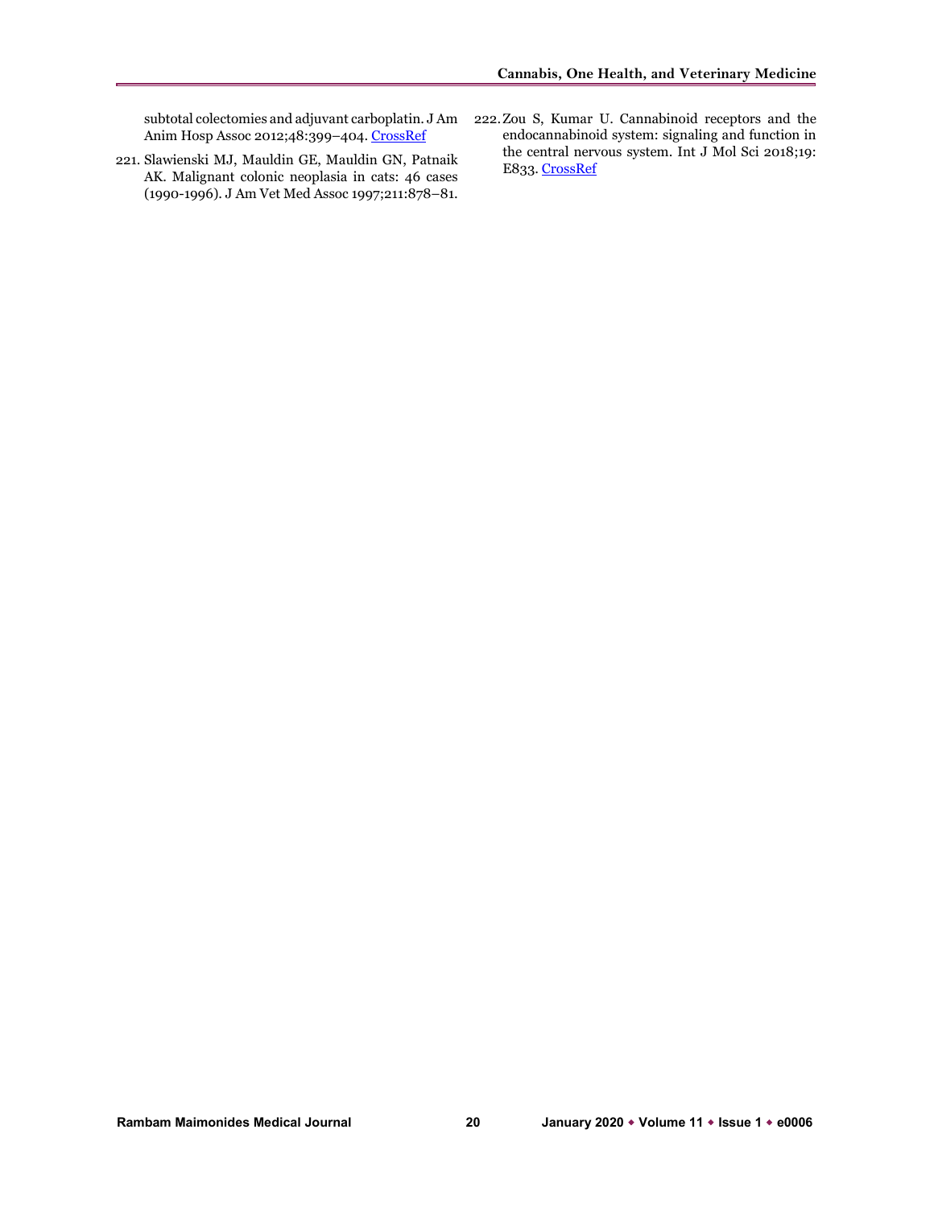subtotal colectomies and adjuvant carboplatin. J Am Anim Hosp Assoc 2012;48:399–404. CrossRef

221. Slawienski MJ, Mauldin GE, Mauldin GN, Patnaik AK. Malignant colonic neoplasia in cats: 46 cases (1990-1996). J Am Vet Med Assoc 1997;211:878–81.

222. Zou S, Kumar U. Cannabinoid receptors and the endocannabinoid system: signaling and function in the central nervous system. Int J Mol Sci 2018;19: E833. CrossRef